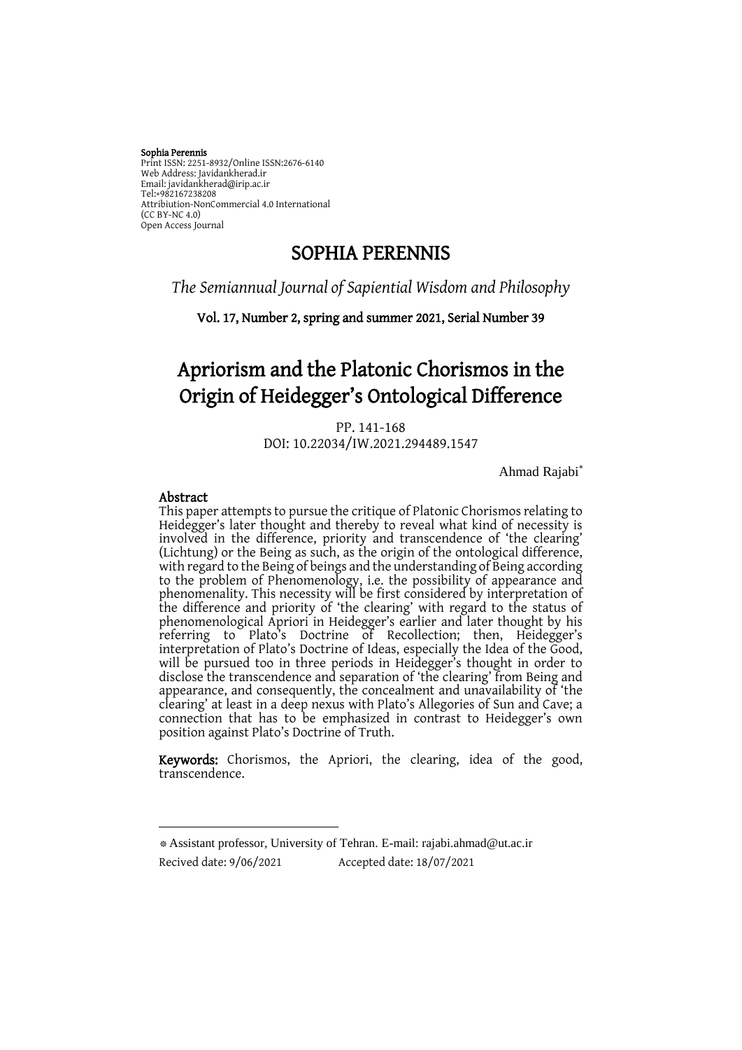**Sophia Perennis**
Print ISSN: 2251-8932/Online ISSN:2676-6140
Web Address: Javidankherad.ir
Email: javidankherad@irip.ac.ir
Tel:+982167238208
Attribiution-NonCommercial 4.0 International
(CC BY-NC 4.0)
Open Access Journal

# SOPHIA PERENNIS

*The Semiannual Journal of Sapiential Wisdom and Philosophy*

**Vol. 17, Number 2, spring and summer 2021, Serial Number 39**

# Apriorism and the Platonic Chorismos in the Origin of Heidegger's Ontological Difference

PP. 141-168
DOI: 10.22034/IW.2021.294489.1547

Ahmad Rajabi[*]

## Abstract

This paper attempts to pursue the critique of Platonic Chorismos relating to Heidegger's later thought and thereby to reveal what kind of necessity is involved in the difference, priority and transcendence of 'the clearing' (Lichtung) or the Being as such, as the origin of the ontological difference, with regard to the Being of beings and the understanding of Being according to the problem of Phenomenology, i.e. the possibility of appearance and phenomenality. This necessity will be first considered by interpretation of the difference and priority of 'the clearing' with regard to the status of phenomenological Apriori in Heidegger's earlier and later thought by his referring to Plato's Doctrine of Recollection; then, Heidegger's interpretation of Plato's Doctrine of Ideas, especially the Idea of the Good, will be pursued too in three periods in Heidegger's thought in order to disclose the transcendence and separation of 'the clearing' from Being and appearance, and consequently, the concealment and unavailability of 'the clearing' at least in a deep nexus with Plato's Allegories of Sun and Cave; a connection that has to be emphasized in contrast to Heidegger's own position against Plato's Doctrine of Truth.

**Keywords:** Chorismos, the Apriori, the clearing, idea of the good, transcendence.

---

[*] Assistant professor, University of Tehran. E-mail: rajabi.ahmad@ut.ac.ir

Recived date: 9/06/2021 Accepted date: 18/07/2021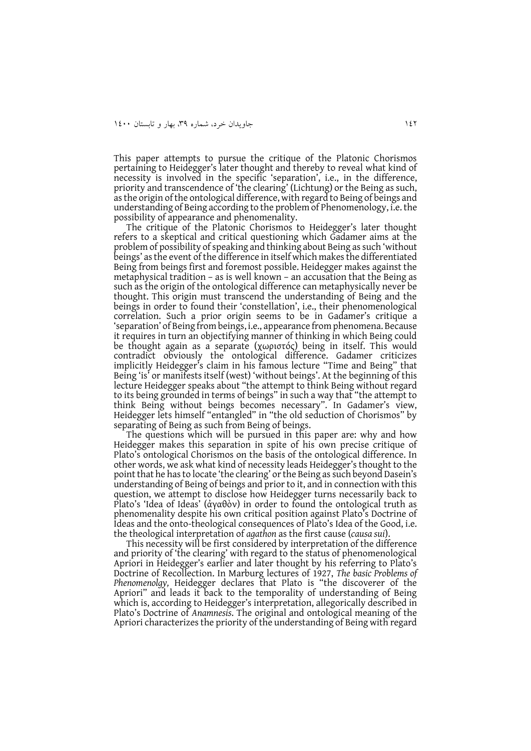This paper attempts to pursue the critique of the Platonic Chorismos pertaining to Heidegger's later thought and thereby to reveal what kind of necessity is involved in the specific 'separation', i.e., in the difference, priority and transcendence of 'the clearing' (Lichtung) or the Being as such, as the origin of the ontological difference, with regard to Being of beings and understanding of Being according to the problem of Phenomenology, i.e. the possibility of appearance and phenomenality.

The critique of the Platonic Chorismos to Heidegger's later thought refers to a skeptical and critical questioning which Gadamer aims at the problem of possibility of speaking and thinking about Being as such 'without beings' as the event of the difference in itself which makes the differentiated Being from beings first and foremost possible. Heidegger makes against the metaphysical tradition – as is well known – an accusation that the Being as such as the origin of the ontological difference can metaphysically never be thought. This origin must transcend the understanding of Being and the beings in order to found their 'constellation', i.e., their phenomenological correlation. Such a prior origin seems to be in Gadamer's critique a 'separation' of Being from beings, i.e., appearance from phenomena. Because it requires in turn an objectifying manner of thinking in which Being could be thought again as a separate (χωριστός) being in itself. This would contradict obviously the ontological difference. Gadamer criticizes implicitly Heidegger's claim in his famous lecture "Time and Being" that Being 'is' or manifests itself (west) 'without beings'. At the beginning of this lecture Heidegger speaks about "the attempt to think Being without regard to its being grounded in terms of beings" in such a way that "the attempt to think Being without beings becomes necessary". In Gadamer's view, Heidegger lets himself "entangled" in "the old seduction of Chorismos" by separating of Being as such from Being of beings.

The questions which will be pursued in this paper are: why and how Heidegger makes this separation in spite of his own precise critique of Plato's ontological Chorismos on the basis of the ontological difference. In other words, we ask what kind of necessity leads Heidegger's thought to the point that he has to locate 'the clearing' or the Being as such beyond Dasein's understanding of Being of beings and prior to it, and in connection with this question, we attempt to disclose how Heidegger turns necessarily back to Plato's 'Idea of Ideas' (ἀγαθὸν) in order to found the ontological truth as phenomenality despite his own critical position against Plato's Doctrine of Ideas and the onto-theological consequences of Plato's Idea of the Good, i.e. the theological interpretation of *agathon* as the first cause (*causa sui*).

This necessity will be first considered by interpretation of the difference and priority of 'the clearing' with regard to the status of phenomenological Apriori in Heidegger's earlier and later thought by his referring to Plato's Doctrine of Recollection. In Marburg lectures of 1927, *The basic Problems of Phenomenolgy,* Heidegger declares that Plato is "the discoverer of the Apriori" and leads it back to the temporality of understanding of Being which is, according to Heidegger's interpretation, allegorically described in Plato's Doctrine of *Anamnesis*. The original and ontological meaning of the Apriori characterizes the priority of the understanding of Being with regard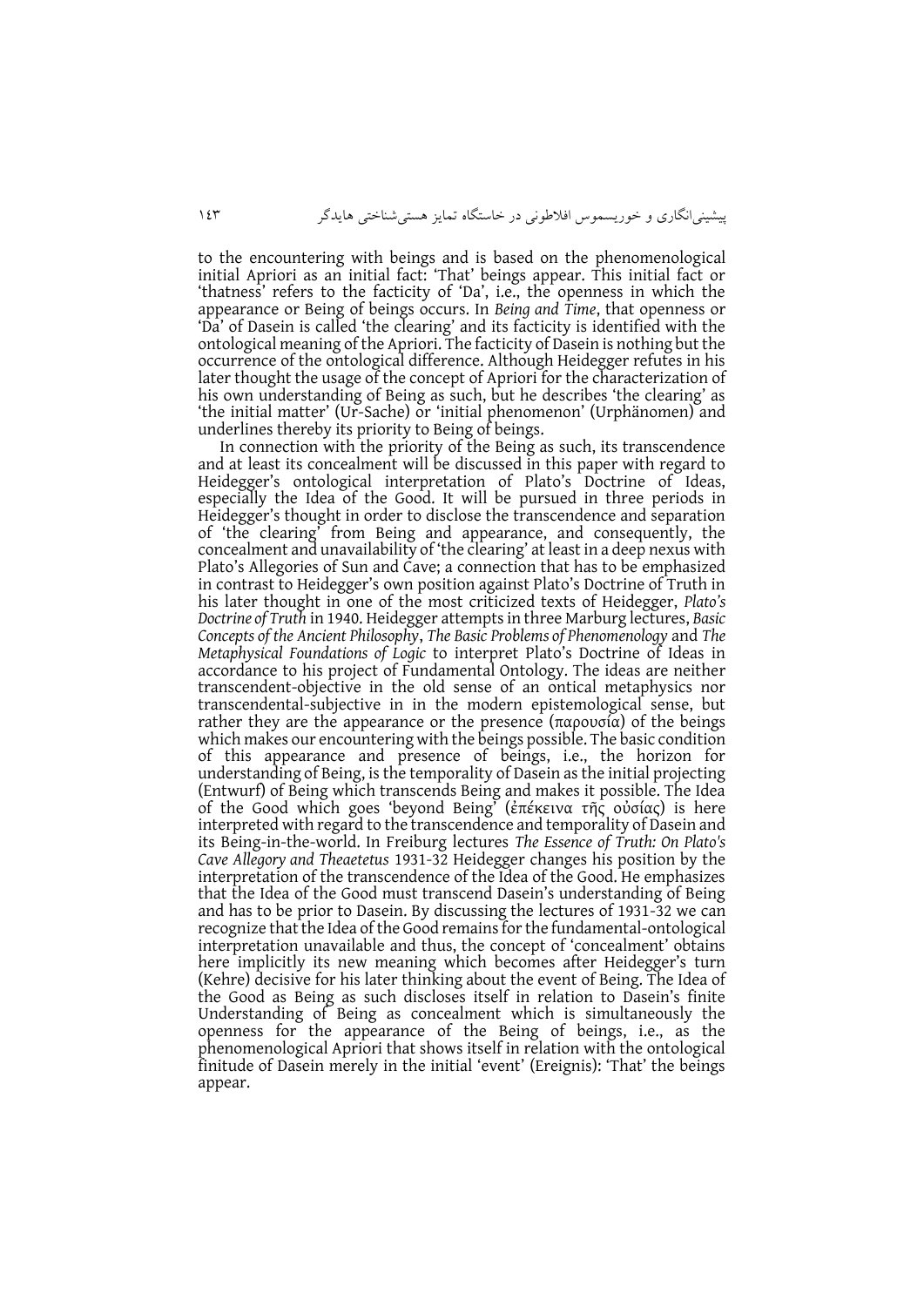to the encountering with beings and is based on the phenomenological initial Apriori as an initial fact: 'That' beings appear. This initial fact or 'thatness' refers to the facticity of 'Da', i.e., the openness in which the appearance or Being of beings occurs. In *Being and Time*, that openness or 'Da' of Dasein is called 'the clearing' and its facticity is identified with the ontological meaning of the Apriori. The facticity of Dasein is nothing but the occurrence of the ontological difference. Although Heidegger refutes in his later thought the usage of the concept of Apriori for the characterization of his own understanding of Being as such, but he describes 'the clearing' as 'the initial matter' (Ur-Sache) or 'initial phenomenon' (Urphänomen) and underlines thereby its priority to Being of beings.

In connection with the priority of the Being as such, its transcendence and at least its concealment will be discussed in this paper with regard to Heidegger's ontological interpretation of Plato's Doctrine of Ideas, especially the Idea of the Good. It will be pursued in three periods in Heidegger's thought in order to disclose the transcendence and separation of 'the clearing' from Being and appearance, and consequently, the concealment and unavailability of 'the clearing' at least in a deep nexus with Plato's Allegories of Sun and Cave; a connection that has to be emphasized in contrast to Heidegger's own position against Plato's Doctrine of Truth in his later thought in one of the most criticized texts of Heidegger, *Plato's Doctrine of Truth* in 1940. Heidegger attempts in three Marburg lectures, *Basic Concepts of the Ancient Philosophy*, *The Basic Problems of Phenomenology* and *The Metaphysical Foundations of Logic* to interpret Plato's Doctrine of Ideas in accordance to his project of Fundamental Ontology. The ideas are neither transcendent-objective in the old sense of an ontical metaphysics nor transcendental-subjective in in the modern epistemological sense, but rather they are the appearance or the presence (παρουσία) of the beings which makes our encountering with the beings possible. The basic condition of this appearance and presence of beings, i.e., the horizon for understanding of Being, is the temporality of Dasein as the initial projecting (Entwurf) of Being which transcends Being and makes it possible. The Idea of the Good which goes 'beyond Being' (ἐπέκεινα τῆς οὐσίας) is here interpreted with regard to the transcendence and temporality of Dasein and its Being-in-the-world. In Freiburg lectures *The Essence of Truth: On Plato's Cave Allegory and Theaetetus* 1931-32 Heidegger changes his position by the interpretation of the transcendence of the Idea of the Good. He emphasizes that the Idea of the Good must transcend Dasein's understanding of Being and has to be prior to Dasein. By discussing the lectures of 1931-32 we can recognize that the Idea of the Good remains for the fundamental-ontological interpretation unavailable and thus, the concept of 'concealment' obtains here implicitly its new meaning which becomes after Heidegger's turn (Kehre) decisive for his later thinking about the event of Being. The Idea of the Good as Being as such discloses itself in relation to Dasein's finite Understanding of Being as concealment which is simultaneously the openness for the appearance of the Being of beings, i.e., as the phenomenological Apriori that shows itself in relation with the ontological finitude of Dasein merely in the initial 'event' (Ereignis): 'That' the beings appear.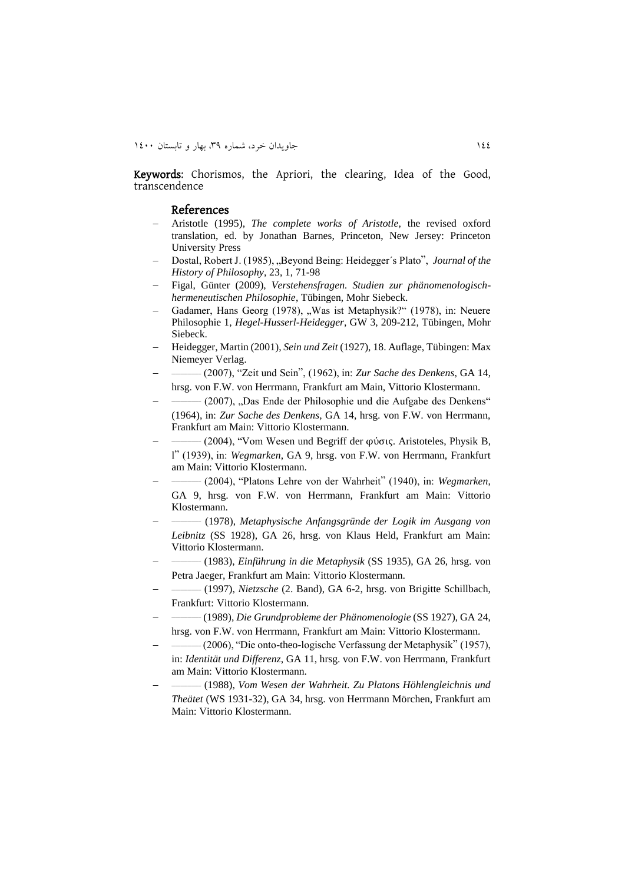**Keywords**: Chorismos, the Apriori, the clearing, Idea of the Good, transcendence

## References

- Aristotle (1995), *The complete works of Aristotle*, the revised oxford translation, ed. by Jonathan Barnes, Princeton, New Jersey: Princeton University Press
- Dostal, Robert J. (1985), „Beyond Being: Heidegger´s Plato", *Journal of the History of Philosophy*, 23, 1, 71-98
- Figal, Günter (2009), *Verstehensfragen. Studien zur phänomenologisch-hermeneutischen Philosophie*, Tübingen, Mohr Siebeck.
- Gadamer, Hans Georg (1978), „Was ist Metaphysik?" (1978), in: Neuere Philosophie 1, *Hegel-Husserl-Heidegger*, GW 3, 209-212, Tübingen, Mohr Siebeck.
- Heidegger, Martin (2001), *Sein und Zeit* (1927), 18. Auflage, Tübingen: Max Niemeyer Verlag.
- ——— (2007), "Zeit und Sein", (1962), in: *Zur Sache des Denkens*, GA 14, hrsg. von F.W. von Herrmann, Frankfurt am Main, Vittorio Klostermann.
- ——— (2007), „Das Ende der Philosophie und die Aufgabe des Denkens" (1964), in: *Zur Sache des Denkens*, GA 14, hrsg. von F.W. von Herrmann, Frankfurt am Main: Vittorio Klostermann.
- ——— (2004), "Vom Wesen und Begriff der φύσις. Aristoteles, Physik B, l" (1939), in: *Wegmarken*, GA 9, hrsg. von F.W. von Herrmann, Frankfurt am Main: Vittorio Klostermann.
- ——— (2004), "Platons Lehre von der Wahrheit" (1940), in: *Wegmarken*, GA 9, hrsg. von F.W. von Herrmann, Frankfurt am Main: Vittorio Klostermann.
- ——— (1978), *Metaphysische Anfangsgründe der Logik im Ausgang von Leibnitz* (SS 1928), GA 26, hrsg. von Klaus Held, Frankfurt am Main: Vittorio Klostermann.
- ——— (1983), *Einführung in die Metaphysik* (SS 1935), GA 26, hrsg. von Petra Jaeger, Frankfurt am Main: Vittorio Klostermann.
- ——— (1997), *Nietzsche* (2. Band), GA 6-2, hrsg. von Brigitte Schillbach, Frankfurt: Vittorio Klostermann.
- ——— (1989), *Die Grundprobleme der Phänomenologie* (SS 1927), GA 24, hrsg. von F.W. von Herrmann, Frankfurt am Main: Vittorio Klostermann.
- ——— (2006), "Die onto-theo-logische Verfassung der Metaphysik" (1957), in: *Identität und Differenz*, GA 11, hrsg. von F.W. von Herrmann, Frankfurt am Main: Vittorio Klostermann.
- ——— (1988), *Vom Wesen der Wahrheit. Zu Platons Höhlengleichnis und Theätet* (WS 1931-32), GA 34, hrsg. von Herrmann Mörchen, Frankfurt am Main: Vittorio Klostermann.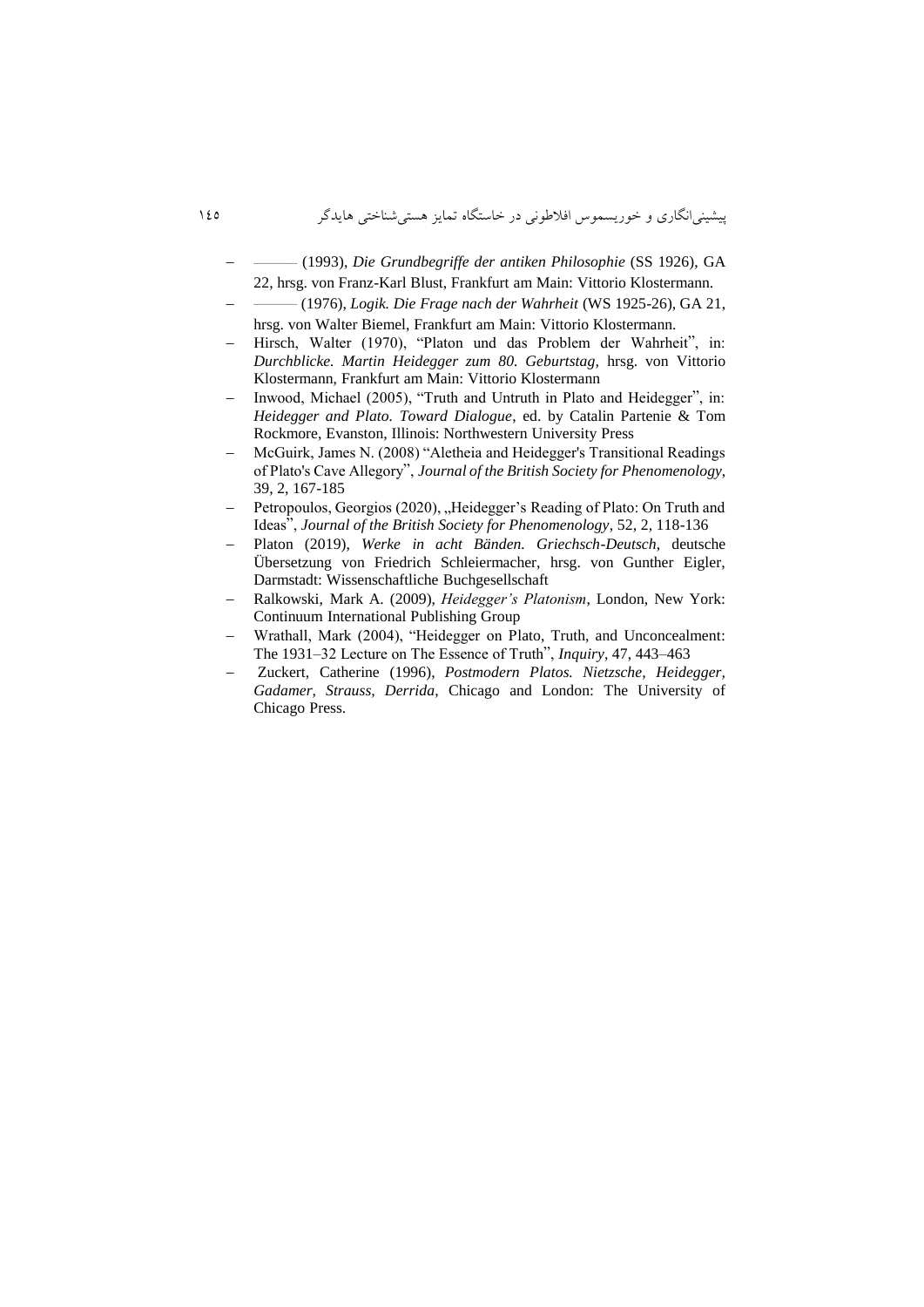- ——— (1993), *Die Grundbegriffe der antiken Philosophie* (SS 1926), GA 22, hrsg. von Franz-Karl Blust, Frankfurt am Main: Vittorio Klostermann.
- ——— (1976), *Logik. Die Frage nach der Wahrheit* (WS 1925-26), GA 21, hrsg. von Walter Biemel, Frankfurt am Main: Vittorio Klostermann.
- Hirsch, Walter (1970), "Platon und das Problem der Wahrheit", in: *Durchblicke. Martin Heidegger zum 80. Geburtstag*, hrsg. von Vittorio Klostermann, Frankfurt am Main: Vittorio Klostermann
- Inwood, Michael (2005), "Truth and Untruth in Plato and Heidegger", in: *Heidegger and Plato. Toward Dialogue*, ed. by Catalin Partenie & Tom Rockmore, Evanston, Illinois: Northwestern University Press
- McGuirk, James N. (2008) "Aletheia and Heidegger's Transitional Readings of Plato's Cave Allegory", *Journal of the British Society for Phenomenology*, 39, 2, 167-185
- Petropoulos, Georgios (2020), „Heidegger's Reading of Plato: On Truth and Ideas", *Journal of the British Society for Phenomenology*, 52, 2, 118-136
- Platon (2019), *Werke in acht Bänden. Griechsch-Deutsch*, deutsche Übersetzung von Friedrich Schleiermacher, hrsg. von Gunther Eigler, Darmstadt: Wissenschaftliche Buchgesellschaft
- Ralkowski, Mark A. (2009), *Heidegger's Platonism*, London, New York: Continuum International Publishing Group
- Wrathall, Mark (2004), "Heidegger on Plato, Truth, and Unconcealment: The 1931–32 Lecture on The Essence of Truth", *Inquiry*, 47, 443–463
- Zuckert, Catherine (1996), *Postmodern Platos. Nietzsche, Heidegger, Gadamer, Strauss, Derrida*, Chicago and London: The University of Chicago Press.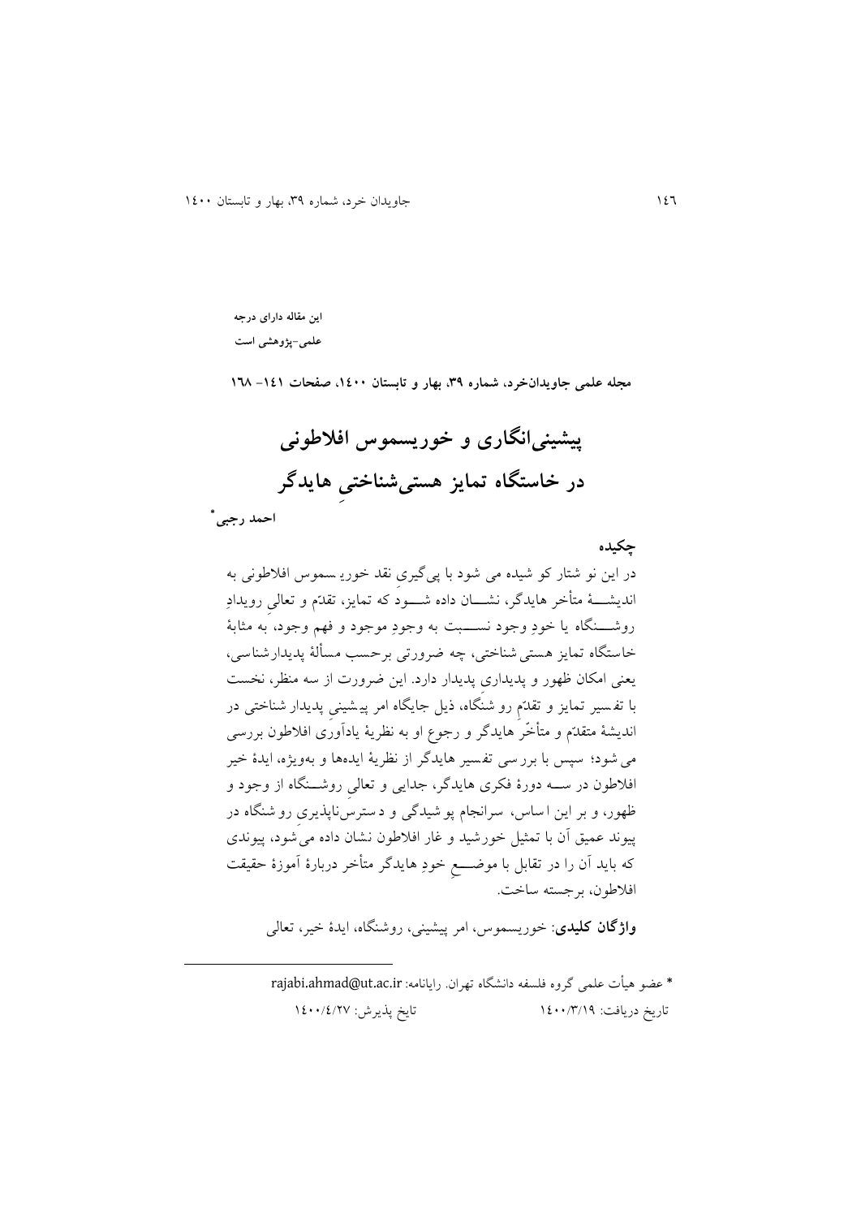**این مقاله دارای درجه علمی-پژوهشی است**

**مجله علمی جاویدان‌خرد، شماره ۳۹، بهار و تابستان ۱٤۰۰، صفحات ۱٤۱– ۱٦۸**

# پیشینی‌انگاری و خوریسموس افلاطونی در خاستگاه تمایز هستی‌شناختیِ هایدگر

**احمد رجبی***

## چکیده

در این نوشتار کوشیده می‌شود با پی‌گیریِ نقد خوریسموس افلاطونی به اندیشهٔ متأخر هایدگر، نشان داده شود که تمایز، تقدّم و تعالیِ رویدادِ روشنگاه یا خودِ وجود نسبت به وجودِ موجود و فهم وجود، به مثابهٔ خاستگاه تمایز هستی‌شناختی، چه ضرورتی برحسب مسألهٔ پدیدارشناسی، یعنی امکان ظهور و پدیداریِ پدیدار دارد. این ضرورت از سه منظر، نخست با تفسیر تمایز و تقدّمِ روشنگاه، ذیل جایگاه امر پیشینیِ پدیدارشناختی در اندیشهٔ متقدّم و متأخّرِ هایدگر و رجوع او به نظریهٔ یادآوریِ افلاطون بررسی می‌شود؛ سپس با بررسی تفسیر هایدگر از نظریهٔ ایده‌ها و به‌ویژه، ایدهٔ خیر افلاطون در سه دورهٔ فکری هایدگر، جدایی و تعالیِ روشنگاه از وجود و ظهور، و بر این اساس، سرانجام پوشیدگی و دسترس‌ناپذیریِ روشنگاه در پیوند عمیق آن با تمثیل خورشید و غار افلاطون نشان داده می‌شود، پیوندی که باید آن را در تقابل با موضعِ خودِ هایدگر متأخر دربارهٔ آموزهٔ حقیقت افلاطون، برجسته ساخت.

**واژگان کلیدی**: خوریسموس، امر پیشینی، روشنگاه، ایدهٔ خیر، تعالی

---

* عضو هیأت علمی گروه فلسفه دانشگاه تهران. رایانامه: rajabi.ahmad@ut.ac.ir

تاریخ دریافت: ۱٤۰۰/۳/۱۹ تایخ پذیرش: ۱٤۰۰/٤/۲۷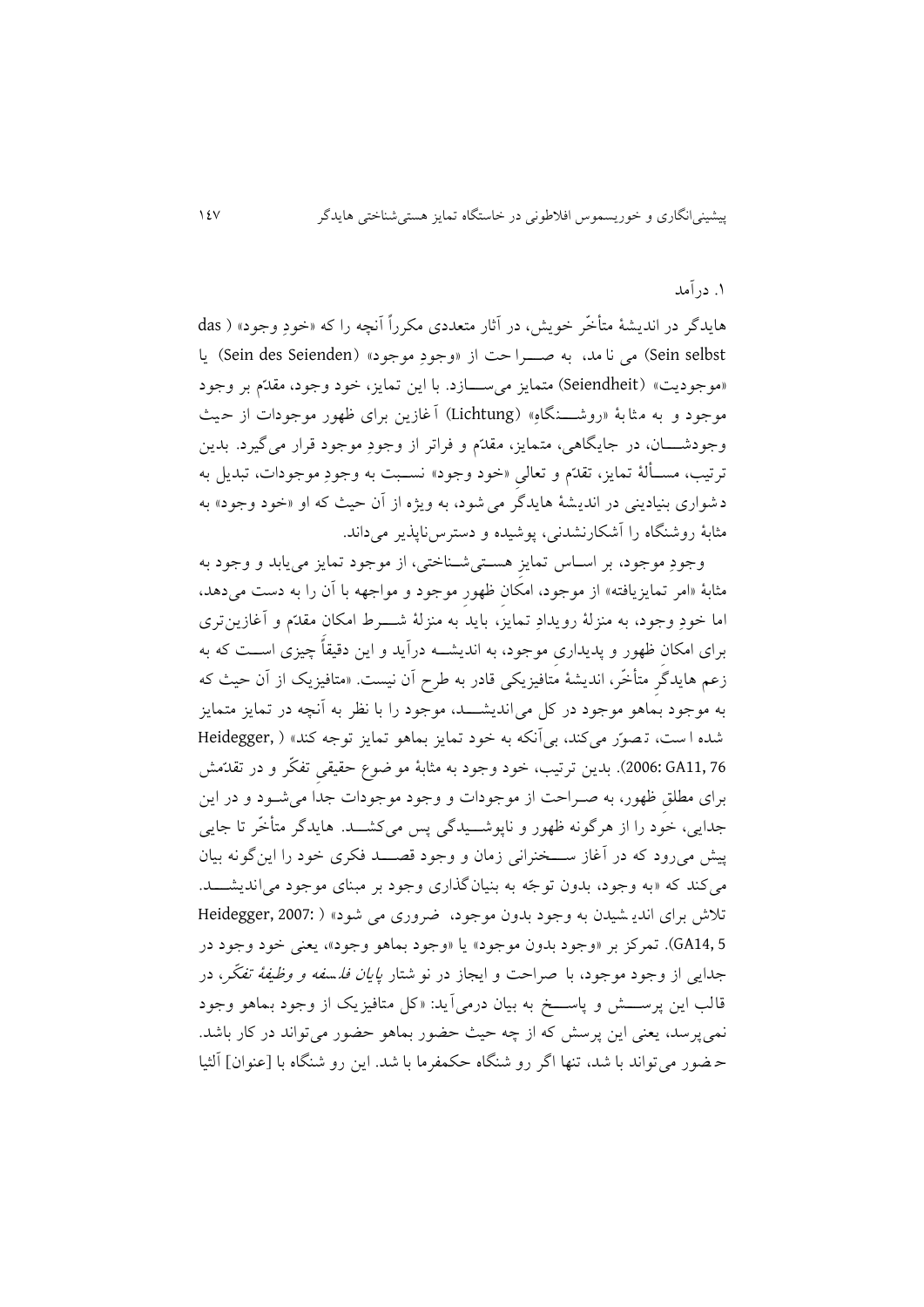## ۱. درآمد

هایدگر در اندیشهٔ متأخّر خویش، در آثار متعددی مکرراً آنچه را که «خودِ وجود» (das Sein selbst) می نامد، به صراحت از «وجودِ موجود» (Sein des Seienden) یا «موجودیت» (Seiendheit) متمایز می‌سازد. با این تمایز، خود وجود، مقدّم بر وجود موجود و به مثابهٔ «روشنگاه» (Lichtung) آغازین برای ظهور موجودات از حیث وجودشان، در جایگاهی، متمایز، مقدّم و فراتر از وجودِ موجود قرار می‌گیرد. بدین ترتیب، مسألهٔ تمایز، تقدّم و تعالیِ «خود وجود» نسبت به وجودِ موجودات، تبدیل به دشواری بنیادینی در اندیشهٔ هایدگر می شود، به ویژه از آن حیث که او «خود وجود» به مثابهٔ روشنگاه را آشکارنشدنی، پوشیده و دسترس‌ناپذیر می‌داند.

وجودِ موجود، بر اساس تمایزِ هستی‌شناختی، از موجود تمایز می‌یابد و وجود به مثابهٔ «امر تمایزیافته» از موجود، امکانِ ظهورِ موجود و مواجهه با آن را به دست می‌دهد، اما خودِ وجود، به منزلهٔ رویدادِ تمایز، باید به منزلهٔ شرط امکانِ مقدّم و آغازین‌تری برای امکانِ ظهور و پدیداریِ موجود، به اندیشه درآید و این دقیقاً چیزی است که به زعم هایدگرِ متأخّر، اندیشهٔ متافیزیکی قادر به طرح آن نیست. «متافیزیک از آن حیث که به موجود بماهو موجود در کل می‌اندیشد، موجود را با نظر به آنچه در تمایز متمایز شده است، تصوّر می‌کند، بی‌آنکه به خود تمایز بماهو تمایز توجه کند» (Heidegger, 2006: GA11, 76). بدین ترتیب، خود وجود به مثابهٔ موضوعِ حقیقیِ تفکّر و در تقدّمش برای مطلقِ ظهور، به صراحت از موجودات و وجود موجودات جدا می‌شود و در این جدایی، خود را از هرگونه ظهور و ناپوشیدگی پس می‌کشد. هایدگر متأخّر تا جایی پیش می‌رود که در آغاز سخنرانی زمان و وجود قصد فکری خود را این‌گونه بیان می‌کند که «به وجود، بدون توجّه به بنیان‌گذاری وجود بر مبنای موجود می‌اندیشد. تلاش برای اندیشیدن به وجود بدون موجود، ضروری می شود» (Heidegger, 2007: GA14, 5). تمرکز بر «وجود بدون موجود» یا «وجود بماهو وجود»، یعنی خود وجود در جدایی از وجود موجود، با صراحت و ایجاز در نوشتار *پایان فلسفه و وظیفهٔ تفکّر*، در قالب این پرسش و پاسخ به بیان درمی‌آید: «کل متافیزیک از وجود بماهو وجود نمی‌پرسد، یعنی این پرسش که از چه حیث حضور بماهو حضور می‌تواند در کار باشد. حضور می‌تواند باشد، تنها اگر روشنگاه حکمفرما باشد. این روشنگاه با [عنوان] آلثیا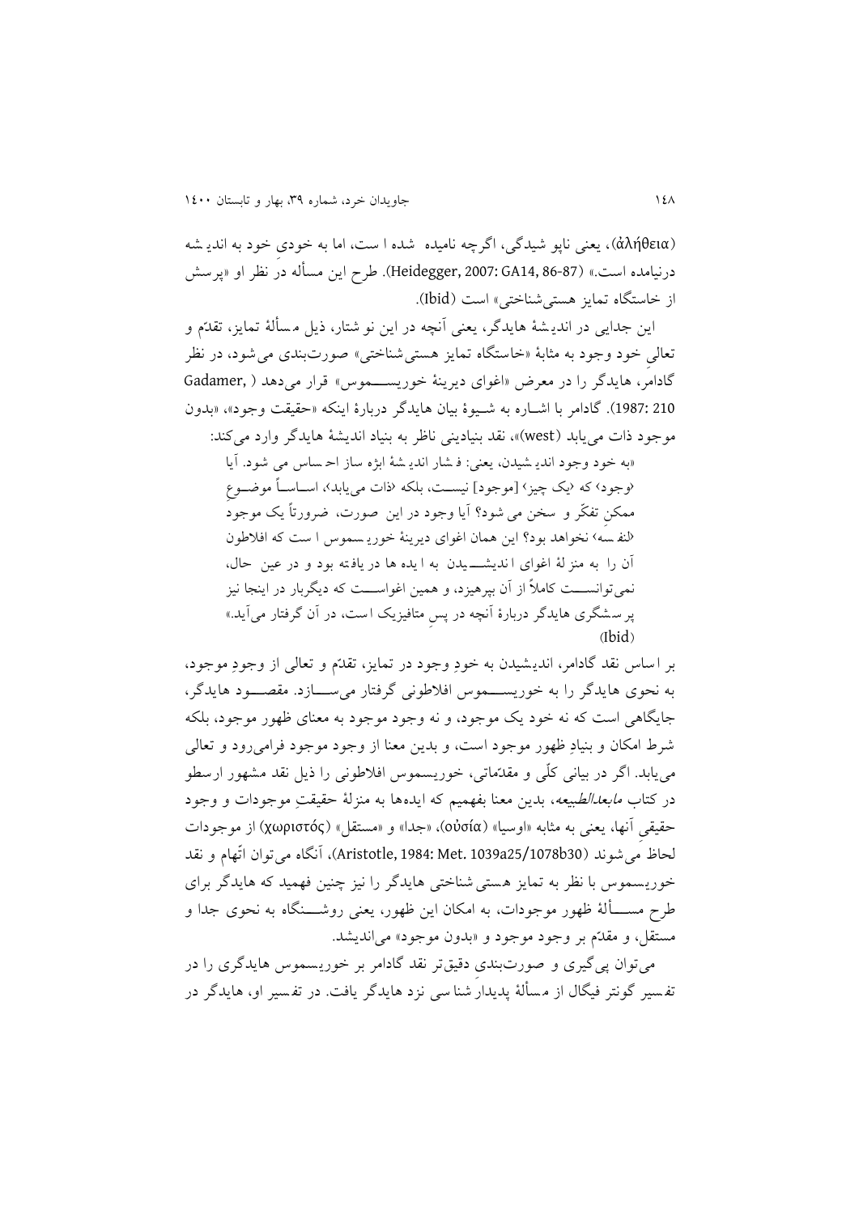(ἀλήθεια)، یعنی ناپوشیدگی، اگرچه نامیده شده است، اما به خودیِ خود به اندیشه درنیامده است.» (Heidegger, 2007: GA14, 86-87). طرح این مسأله در نظر او «پرسش از خاستگاه تمایز هستی‌شناختی» است (Ibid).

این جدایی در اندیشهٔ هایدگر، یعنی آنچه در این نوشتار، ذیل مسألهٔ تمایز، تقدّم و تعالیِ خود وجود به مثابهٔ «خاستگاه تمایز هستی‌شناختی» صورت‌بندی می‌شود، در نظر گادامر، هایدگر را در معرض «اغوای دیرینهٔ خوریسموس» قرار می‌دهد (Gadamer, 1987: 210). گادامر با اشاره به شیوهٔ بیان هایدگر دربارهٔ اینکه «حقیقت وجود»، «بدون موجود ذات می‌یابد (west)»، نقد بنیادینی ناظر به بنیاد اندیشهٔ هایدگر وارد می‌کند:

> «به خود وجود اندیشیدن، یعنی: فشار اندیشهٔ ابژه ساز احساس می شود. آیا ‹وجود› که ‹یک چیز› [موجود] نیست، بلکه ‹ذات می‌یابد›، اساساً موضوعِ ممکنِ تفکّر و سخن می شود؟ آیا وجود در این صورت، ضرورتاً یک موجودِ ‹لنفسه› نخواهد بود؟ این همان اغوای دیرینهٔ خوریسموس است که افلاطون آن را به منزلهٔ اغوای اندیشیدن به ایده ها در یافته بود و در عین حال، نمی‌توانست کاملاً از آن بپرهیزد، و همین اغواست که دیگربار در اینجا نیز پرسشگری هایدگر دربارهٔ آنچه در پسِ متافیزیک است، در آن گرفتار می‌آید.» (Ibid)

بر اساس نقد گادامر، اندیشیدن به خودِ وجود در تمایز، تقدّم و تعالی از وجودِ موجود، به نحوی هایدگر را به خوریسموس افلاطونی گرفتار می‌سازد. مقصود هایدگر، جایگاهی است که نه خود یک موجود، و نه وجود موجود به معنای ظهور موجود، بلکه شرط امکان و بنیادِ ظهور موجود است، و بدین معنا از وجود موجود فرامی‌رود و تعالی می‌یابد. اگر در بیانی کلّی و مقدّماتی، خوریسموس افلاطونی را ذیل نقد مشهور ارسطو در کتاب *مابعدالطبیعه*، بدین معنا بفهمیم که ایده‌ها به منزلهٔ حقیقتِ موجودات و وجود حقیقیِ آنها، یعنی به مثابه «اوسیا» (οὐσία)، «جدا» و «مستقل» (χωριστός) از موجودات لحاظ می‌شوند (Aristotle, 1984: Met. 1039a25/1078b30)، آنگاه می‌توان اتّهام و نقد خوریسموس با نظر به تمایز هستی شناختی هایدگر را نیز چنین فهمید که هایدگر برای طرح مسألهٔ ظهور موجودات، به امکان این ظهور، یعنی روشنگاه به نحوی جدا و مستقل، و مقدّم بر وجود موجود و «بدون موجود» می‌اندیشد.

می‌توان پی‌گیری و صورت‌بندی دقیق‌تر نقد گادامر بر خوریسموس هایدگری را در تفسیر گونتر فیگال از مسألهٔ پدیدارشناسی نزد هایدگر یافت. در تفسیر او، هایدگر در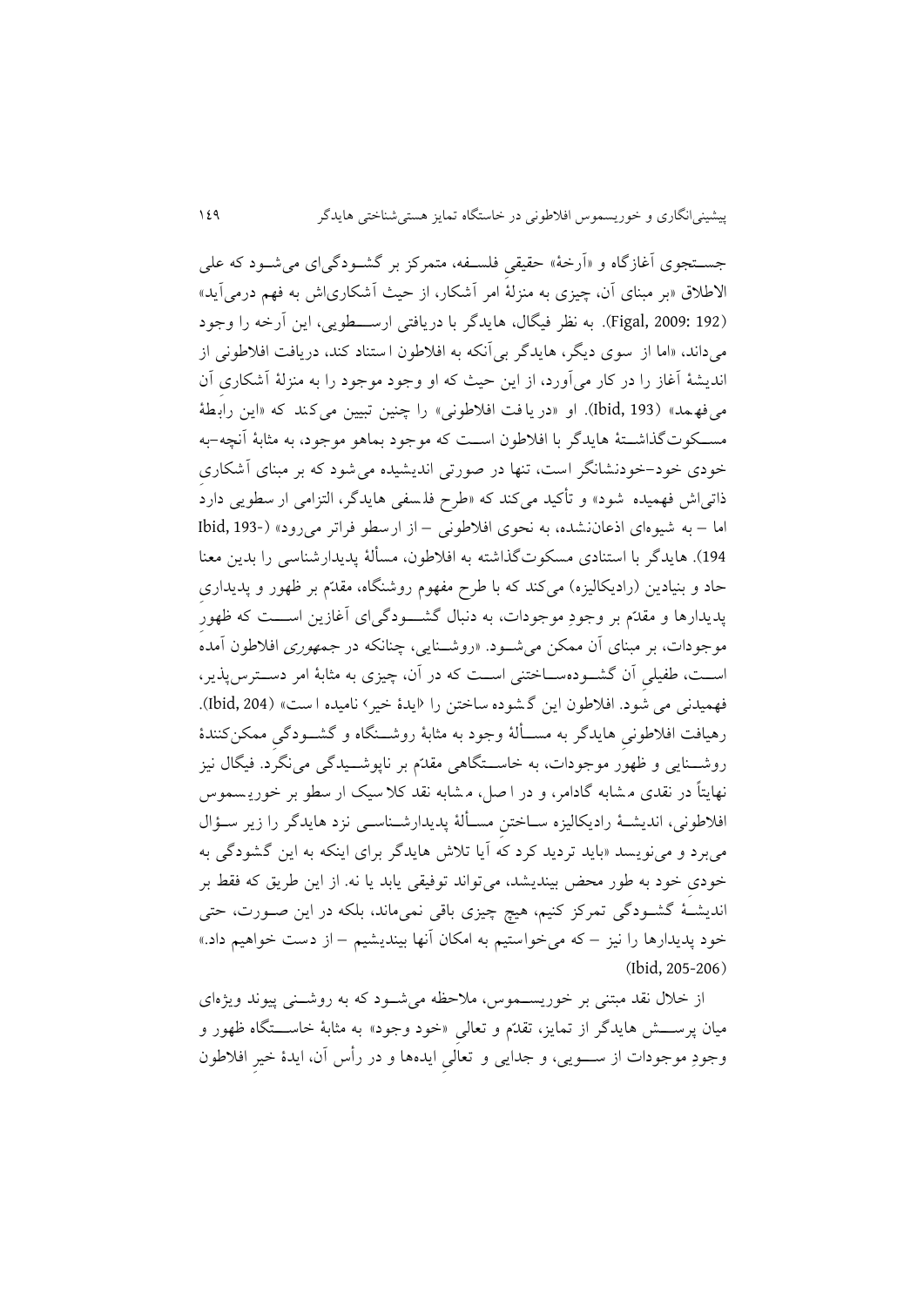جستجوی آغازگاه و «آرخهٔ» حقیقیِ فلسفه، متمرکز بر گشودگی‌ای می‌شود که علی الاطلاق «بر مبنای آن، چیزی به منزلهٔ امر آشکار، از حیث آشکاری‌اش به فهم درمی‌آید» (Figal, 2009: 192). به نظر فیگال، هایدگر با دریافتی ارسطویی، این آرخه را وجود می‌داند، «اما از سوی دیگر، هایدگر بی‌آنکه به افلاطون استناد کند، دریافت افلاطونی از اندیشهٔ آغاز را در کار می‌آورد، از این حیث که او وجود موجود را به منزلهٔ آشکاری آن می‌فهمد» (Ibid, 193). او «دریافت افلاطونی» را چنین تبیین می‌کند که «این رابطهٔ مسکوت‌گذاشتهٔ هایدگر با افلاطون است که موجود بماهو موجود، به مثابهٔ آنچه-به خودی خود-خودنشانگر است، تنها در صورتی اندیشیده می‌شود که بر مبنای آشکاریِ ذاتی‌اش فهمیده شود» و تأکید می‌کند که «طرح فلسفی هایدگر، التزامی ارسطویی دارد اما – به شیوه‌ای اذعان‌نشده، به نحوی افلاطونی – از ارسطو فراتر می‌رود» (Ibid, 193-194). هایدگر با استنادی مسکوت‌گذاشته به افلاطون، مسألهٔ پدیدارشناسی را بدین معنا حاد و بنیادین (رادیکالیزه) می‌کند که با طرح مفهوم روشنگاه، مقدّم بر ظهور و پدیداریِ پدیدارها و مقدّم بر وجودِ موجودات، به دنبال گشودگی‌ای آغازین است که ظهورِ موجودات، بر مبنای آن ممکن می‌شود. «روشنایی، چنانکه در *جمهوری* افلاطون آمده است، طفیلیِ آن گشوده‌ساختنی است که در آن، چیزی به مثابهٔ امر دسترس‌پذیر، فهمیدنی می شود. افلاطون این گشوده ساختن را ‹ایدهٔ خیر› نامیده است» (Ibid, 204). رهیافت افلاطونیِ هایدگر به مسألهٔ وجود به مثابهٔ روشنگاه و گشودگیِ ممکن‌کنندهٔ روشنایی و ظهورِ موجودات، به خاستگاهی مقدّم بر ناپوشیدگی می‌نگرد. فیگال نیز نهایتاً در نقدی مشابه گادامر، و در اصل، مشابه نقد کلاسیک ارسطو بر خوریسموس افلاطونی، اندیشهٔ رادیکالیزه ساختنِ مسألهٔ پدیدارشناسی نزد هایدگر را زیر سؤال می‌برد و می‌نویسد «باید تردید کرد که آیا تلاش هایدگر برای اینکه به این گشودگی به خودیِ خود به طور محض بیندیشد، می‌تواند توفیقی یابد یا نه. از این طریق که فقط بر اندیشهٔ گشودگی تمرکز کنیم، هیچ چیزی باقی نمی‌ماند، بلکه در این صورت، حتی خود پدیدارها را نیز – که می‌خواستیم به امکان آنها بیندیشیم – از دست خواهیم داد.» (Ibid, 205-206)

از خلال نقد مبتنی بر خوریسموس، ملاحظه می‌شود که به روشنی پیوند ویژه‌ای میان پرسش هایدگر از تمایز، تقدّم و تعالیِ «خودِ وجود» به مثابهٔ خاستگاه ظهور و وجودِ موجودات از سویی، و جدایی و تعالیِ ایده‌ها و در رأس آن، ایدهٔ خیرِ افلاطون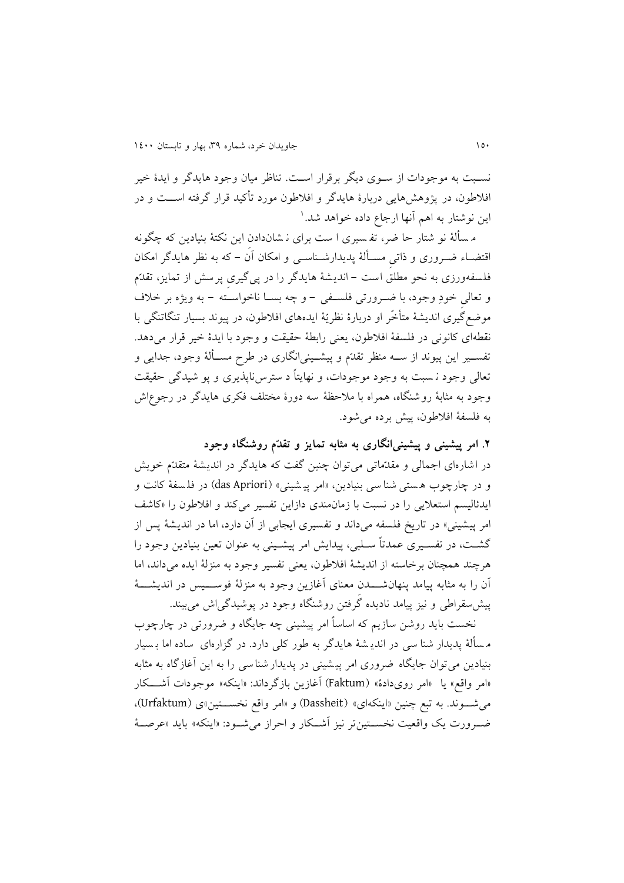نسـبت به موجودات از سـوی دیگر برقرار اسـت. تناظر میان وجود هایدگر و ایدهٔ خیر افلاطون، در پژوهش‌هایی دربارهٔ هایدگر و افلاطون مورد تأکید قرار گرفته اسـت و در این نوشتار به اهم آنها ارجاع داده خواهد شد.[1]

مسألهٔ نوشتار حاضر، تفسیری است برای نشان‌دادن این نکتهٔ بنیادین که چگونه اقتضاء ضـروری و ذاتی مسـألهٔ پدیدارشـناسـی و امکان آن – که به نظر هایدگر امکان فلسفه‌ورزی به نحو مطلق است – اندیشهٔ هایدگر را در پی‌گیری پرسش از تمایز، تقدّم و تعالی خودِ وجود، با ضـرورتی فلسـفی – و چه بسـا ناخواسـته – به ویژه بر خلاف موضع‌گیری اندیشهٔ متأخّر او دربارهٔ نظریّهٔ ایده‌های افلاطون، در پیوند بسیار تنگاتنگی با نقطه‌ای کانونی در فلسفهٔ افلاطون، یعنی رابطهٔ حقیقت و وجود با ایدهٔ خیر قرار می‌دهد. تفسـیر این پیوند از سـه منظر تقدّم و پیشـینی‌انگاری در طرح مسـألهٔ وجود، جدایی و تعالی وجود نسبت به وجود موجودات، و نهایتاً دسترس‌ناپذیری و پوشیدگی حقیقت وجود به مثابهٔ روشنگاه، همراه با ملاحظهٔ سه دورهٔ مختلف فکری هایدگر در رجوع‌اش به فلسفهٔ افلاطون، پیش برده می‌شود.

## ۲. امر پیشینی و پیشینی‌انگاری به مثابه تمایز و تقدّم روشنگاه وجود

در اشاره‌ای اجمالی و مقدّماتی می‌توان چنین گفت که هایدگر در اندیشهٔ متقدّم خویش و در چارچوب هستی‌شناسی بنیادین، «امر پیشینی» (das Apriori) در فلسفهٔ کانت و ایدئالیسم استعلایی را در نسبت با زمان‌مندی دازاین تفسیر می‌کند و افلاطون را «کاشف امر پیشینی» در تاریخ فلسفه می‌داند و تفسیری ایجابی از آن دارد، اما در اندیشهٔ پس از گشـت، در تفسـیری عمدتاً سـلبی، پیدایش امر پیشـینی به عنوان تعین بنیادین وجود را هرچند همچنان برخاسته از اندیشهٔ افلاطون، یعنی تفسیر وجود به منزلهٔ ایده می‌داند، اما آن را به مثابه پیامد پنهان‌شـدن معنای آغازین وجود به منزلهٔ فوسـیس در اندیشـهٔ پیش‌سقراطی و نیز پیامد نادیده گرفتن روشنگاه وجود در پوشیدگی‌اش می‌بیند.

نخست باید روشن سازیم که اساساً امر پیشینی چه جایگاه و ضرورتی در چارچوب مسألهٔ پدیدارشناسی در اندیشهٔ هایدگر به طور کلی دارد. در گزاره‌ای ساده اما بسیار بنیادین می‌توان جایگاه ضروری امر پیشینی در پدیدارشناسی را به این آغازگاه به مثابه «امر واقع» یا «امر روی‌دادهٔ» (Faktum) آغازین بازگرداند: «اینکه» موجودات آشـکار می‌شـوند. به تبع چنین «اینکه‌ای» (Dassheit) و «امر واقع نخسـتین»ی (Urfaktum)، ضـرورت یک واقعیت نخسـتین‌تر نیز آشـکار و احراز می‌شـود: «اینکه» باید «عرصـهٔ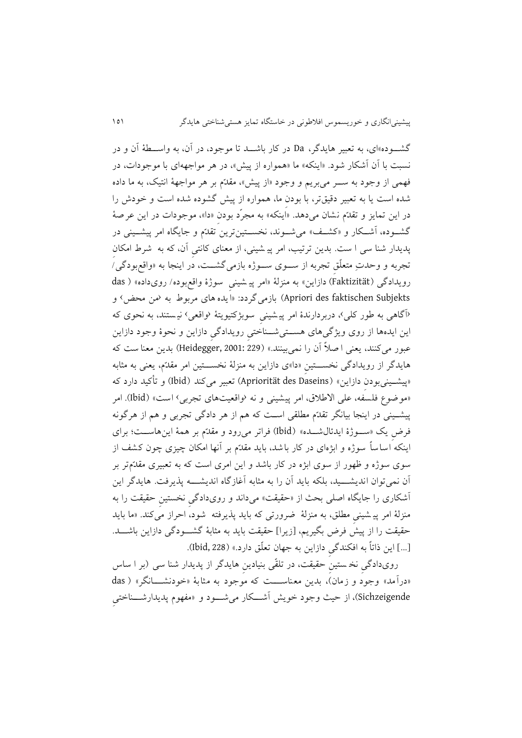گشـــوده»ای، به تعبیر هایدگر، Da در کار باشـــد تا موجود، در آن، به واســـطهٔ آن و در نسبت با آن آشکار شود. «اینکه» ما «همواره از پیش»، در هر مواجههای با موجودات، در فهمی از وجود به ســر میبریم و وجود «از پیش»، مقدّم بر هر مواجههٔ انتیک، به ما داده شده است یا به تعبیر دقیقتر، با بودنِ ما، همواره از پیش گشوده شده است و خودش را در این تمایز و تقدّم نشان میدهد. «اینکه» به مجرّد بودنِ «دا»، موجودات در این عرصهٔ گشـوده، آشـکار و «کشـف» میشـوند، نخسـتینترین تقدّم و جایگاه امر پیشـینی در پدیدار شنا سی ا ست. بدین ترتیب، امر پیـشینی، از معنای کانتیِ آن، که به شرط امکانِ تجربه و وحدتِ متعلّقِ تجربه از ســوی ســوژه بازمیگشــت، در اینجا به «واقعبودگی/ رویدادگی (Faktizität) دازاین» به منزلهٔ «امر پیـشینیِ سوژهٔ واقعبوده/ رویداده» ( das Apriori des faktischen Subjekts) بازمیگردد: «ایده های مربوط به ‹من محض› و ‹آگاهی به طور کلی›، دربردارندهٔ امر پیـشینیِ سوبژکتیویتهٔ ‹واقعی› نیستند، به نحوی که این ایدهها از روی ویژگیهای هســتیشــناختیِ رویدادگیِ دازاین و نحوهٔ وجود دازاین عبور میکنند، یعنی ا صلاً آن را نمیبینند.» (Heidegger, 2001: 229) بدین معنا ست که هایدگر از رویدادگی نخســتینِ «دا»ی دازاین به منزلهٔ نخســتین امر مقدّم، یعنی به مثابه «پیشــینیبودن دازاین» (Apriorität des Daseins) تعبیر میکند (Ibid) و تأکید دارد که «موضوع فلسفه، علی الاطلاق، امر پیشینی و نه ‹واقعیتهای تجربی› است» (Ibid). امر پیشــینی در اینجا بیانگر تقدّم مطلقی اســت که هم از هر دادگی تجربی و هم از هرگونه فرضِ یک «ســوژهٔ ایدئالشــده» (Ibid) فراتر میرود و مقدّم بر همهٔ اینهاســت؛ برای اینکه اساساً سوژه و ابژهای در کار باشد، باید مقدّم بر آنها امکان چیزی چون کشف از سوی سوژه و ظهور از سوی ابژه در کار باشد و این امری است که به تعبیری مقدّمتر بر آن نمیتوان اندیشـــید، بلکه باید آن را به مثابه آغازگاه اندیشــــه پذیرفت. هایدگر این آشکاری را جایگاه اصلی بحث از «حقیقت» میداند و رویدادگیِ نخستینِ حقیقت را به منزلهٔ امر پیـشینیِ مطلق، به منزلهٔ ضرورتی که باید پذیرفته شود، احراز میکند. «ما باید حقیقت را از پیش فرض بگیریم، [زیرا] حقیقت باید به مثابهٔ گشــودگی دازاین باشـــد. [...] این ذاتاً به افکندگیِ دازاین به جهان تعلّق دارد.» (Ibid, 228).

رویدادگیِ نخستینِ حقیقت، در تلقّی بنیادینِ هایدگر از پدیدار شنا سی (بر ا ساس «درآمد» وجود و زمان)، بدین معناســـت که موجود به مثابهٔ «خودنشــــانگر» ( das Sichzeigende)، از حیث وجود خویش آشــکار میشــود و «مفهوم پدیدارشــناختیِ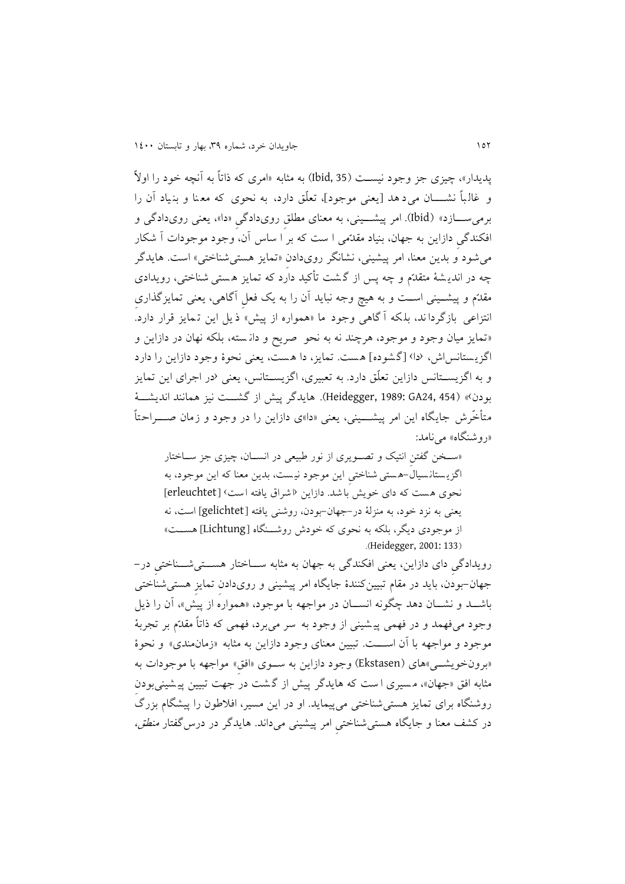پدیدار»، چیزی جز وجود نیست (Ibid, 35) به مثابه «امری که ذاتاً به آنچه خود را اولاً و غالباً نشان می‌دهد [یعنی موجود]، تعلّق دارد، به نحوی که معنا و بنیاد آن را برمی‌سازد» (Ibid). امر پیشینی، به معنای مطلق رویدادگی «دا»، یعنی رویدادگی و افکندگی دازاین به جهان، بنیاد مقدّمی است که بر اساس آن، وجود موجودات آشکار می‌شود و بدین معنا، امر پیشینی، نشانگر رویدادن «تمایز هستی‌شناختی» است. هایدگر چه در اندیشهٔ متقدّم و چه پس از گشت تأکید دارد که تمایز هستی شناختی، رویدادی مقدّم و پیشینی است و به هیچ وجه نباید آن را به یک فعل آگاهی، یعنی تمایزگذاری انتزاعی بازگرداند، بلکه آگاهی وجود ما «همواره از پیش» ذیل این تمایز قرار دارد. «تمایز میان وجود و موجود، هرچند نه به نحو صریح و دانسته، بلکه نهان در دازاین و اگزیستانس‌اش، ‹دا› [گشوده] هست. تمایز، دا هست، یعنی نحوهٔ وجود دازاین را دارد و به اگزیستانس دازاین تعلّق دارد. به تعبیری، اگزیستانس، یعنی ‹در اجرای این تمایز بودن›» (Heidegger, 1989: GA24, 454). هایدگر پیش از گشت نیز همانند اندیشهٔ متأخّرش جایگاه این امر پیشینی، یعنی «دا»ی دازاین را در وجود و زمان صراحتاً «روشنگاه» می‌نامد:

> «سخن گفتن انتیک و تصویری از نور طبیعی در انسان، چیزی جز ساختار اگزیستانسیال-هستی شناختی این موجود نیست، بدین معنا که این موجود، به نحوی هست که دای خویش باشد. دازاین ‹اشراق یافته است› [erleuchtet] یعنی به نزد خود، به منزلهٔ در-جهان-بودن، روشنی یافته [gelichtet] است، نه از موجودی دیگر، بلکه به نحوی که خودش روشنگاه [Lichtung] هست» (Heidegger, 2001: 133).

رویدادگی دای دازاین، یعنی افکندگی به جهان به مثابه ساختار هستی‌شناختی در-جهان-بودن، باید در مقام تبیین‌کنندهٔ جایگاه امر پیشینی و رویدادن تمایز هستی‌شناختی باشد و نشان دهد چگونه انسان در مواجهه با موجود، «همواره از پیش»، آن را ذیل وجود می‌فهمد و در فهمی پیشینی از وجود به سر می‌برد، فهمی که ذاتاً مقدّم بر تجربهٔ موجود و مواجهه با آن است. تبیین معنای وجود دازاین به مثابه «زمان‌مندی» و نحوهٔ «برون‌خویشی»های (Ekstasen) وجود دازاین به سوی «افق» مواجهه با موجودات به مثابه افق «جهان»، مسیری است که هایدگر پیش از گشت در جهت تبیین پیشینی‌بودن روشنگاه برای تمایز هستی‌شناختی می‌پیماید. او در این مسیر، افلاطون را پیشگام بزرگ در کشف معنا و جایگاه هستی‌شناختی امر پیشینی می‌داند. هایدگر در درس‌گفتار *منطق*،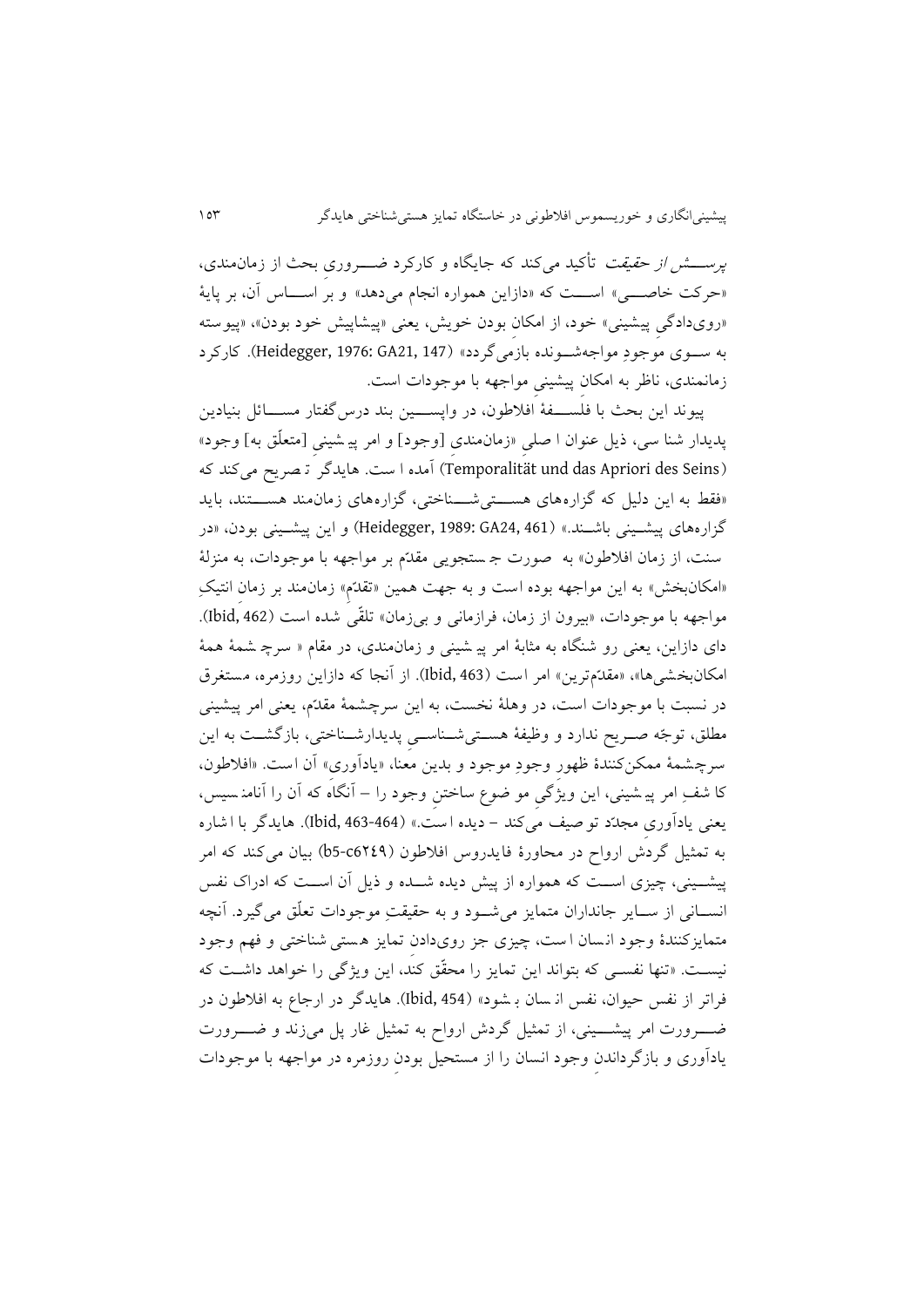*پرسش از حقیقت* تأکید می‌کند که جایگاه و کارکرد ضروری بحث از زمان‌مندی، «حرکت خاصی» است که «دازاین همواره انجام می‌دهد» و بر اساس آن، بر پایهٔ «روی‌دادگی پیشینی» خود، از امکانِ بودن خویش، یعنی «پیشاپیش خود بودن»، «پیوسته به سوی موجودِ مواجه‌شونده بازمی‌گردد» (Heidegger, 1976: GA21, 147). کارکرد زمان‌مندی، ناظر به امکانِ پیشینیِ مواجهه با موجودات است.

پیوند این بحث با فلسفهٔ افلاطون، در واپسین بند درس‌گفتار مسائل بنیادین پدیدارشناسی، ذیل عنوان اصلیِ «زمان‌مندی [وجود] و امر پیشینیِ [متعلّق به] وجود» (Temporalität und das Apriori des Seins) آمده است. هایدگر تصریح می‌کند که «فقط به این دلیل که گزاره‌های هستی‌شناختی، گزاره‌های زمان‌مند هستند، باید گزاره‌های پیشینی باشند.» (Heidegger, 1989: GA24, 461) و این پیشینی بودن، «در سنت، از زمان افلاطون» به صورت جستجویی مقدّم بر مواجهه با موجودات، به منزلهٔ «امکان‌بخش» به این مواجهه بوده است و به جهت همین «تقدّم» زمان‌مند بر زمانِ انتیکِ مواجهه با موجودات، «بیرون از زمان، فرازمانی و بی‌زمان» تلقّی شده است (Ibid, 462). دازاین، یعنی رو شنگاه به مثابهٔ امر پیشینی و زمان‌مندی، در مقام « سرچشمهٔ همهٔ امکان‌بخشی‌ها»، «مقدّم‌ترین» امر است (Ibid, 463). از آنجا که دازاین روزمره، مستغرق در نسبت با موجودات است، در وهلهٔ نخست، به این سرچشمهٔ مقدّم، یعنی امر پیشینی مطلق، توجّه صریح ندارد و وظیفهٔ هستی‌شناسی پدیدارشناختی، بازگشت به این سرچشمهٔ ممکن‌کنندهٔ ظهورِ وجودِ موجود و بدین معنا، «یادآوری» آن است. «افلاطون، کاشفِ امر پیشینی، این ویژگیِ موضوع ساختنِ وجود را – آنگاه که آن را آنامنسیس، یعنی یادآوری مجدّد توصیف می‌کند – دیده است.» (Ibid, 463-464). هایدگر با اشاره به تمثیل گردش ارواح در محاورهٔ فایدروس افلاطون (b5-c۲۴۹) بیان می‌کند که امر پیشینی، چیزی است که همواره از پیش دیده شده و ذیل آن است که ادراک نفس انسانی از سایر جانداران متمایز می‌شود و به حقیقتِ موجودات تعلّق می‌گیرد. آنچه متمایزکنندهٔ وجود انسان است، چیزی جز روی‌دادنِ تمایز هستی شناختی و فهم وجود نیست. «تنها نفسی که بتواند این تمایز را محقّق کند، این ویژگی را خواهد داشت که فراتر از نفس حیوان، نفس انسان بشود» (Ibid, 454). هایدگر در ارجاع به افلاطون در ضرورت امر پیشینی، از تمثیل گردش ارواح به تمثیل غار پل می‌زند و ضرورت یادآوری و بازگرداندنِ وجود انسان را از مستحیل بودنِ روزمره در مواجهه با موجودات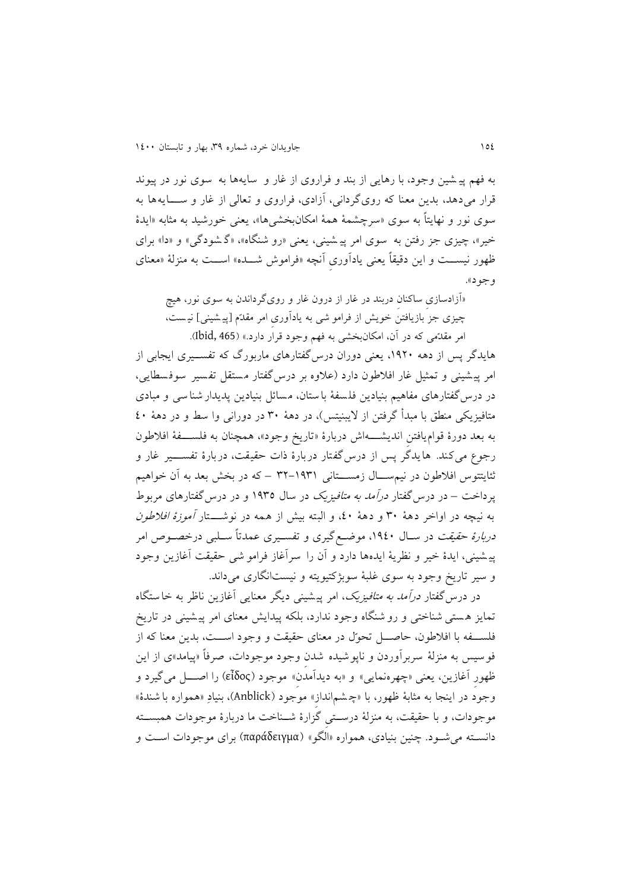به فهم پیشین وجود، با رهایی از بند و فراروی از غار و سایه‌ها به سوی نور در پیوند قرار می‌دهد، بدین معنا که روی‌گردانی، آزادی، فراروی و تعالی از غار و سایه‌ها به سوی نور و نهایتاً به سوی «سرچشمهٔ همهٔ امکان‌بخشی‌ها»، یعنی خورشید به مثابه «ایدهٔ خیر»، چیزی جز رفتن به سوی امر پیشینی، یعنی «رو شنگاه»، «گشودگی» و «دا» برای ظهور نیست و این دقیقاً یعنی یادآوری آنچه «فراموش شده» است به منزلهٔ «معنای وجود».

> «آزادسازی ساکنان دربند در غار از درون غار و روی‌گرداندن به سوی نور، هیچ چیزی جز بازیافتن خویش از فراموشی به یادآوری امر مقدّم [پیشینی] نیست، امر مقدّمی که در آن، امکان‌بخشی به فهم وجود قرار دارد.» (Ibid, 465).

هایدگر پس از دهه ۱۹۲۰، یعنی دوران درس‌گفتارهای ماربورگ که تفسیری ایجابی از امر پیشینی و تمثیل غار افلاطون دارد (علاوه بر درس‌گفتار مستقل تفسیر سوفسطایی، در درس‌گفتارهای مفاهیم بنیادین فلسفهٔ باستان، مسائل بنیادین پدیدارشناسی و مبادی متافیزیکی منطق با مبدأ گرفتن از لایبنیتس)، در دههٔ ۳۰ در دورانی وا سط و در دههٔ ۴۰ به بعد دورهٔ قوام‌یافتن اندیشه‌اش دربارهٔ «تاریخ وجود»، همچنان به فلسفهٔ افلاطون رجوع می‌کند. هایدگر پس از درس‌گفتار دربارهٔ ذات حقیقت، دربارهٔ تفسیر غار و ثائیتتوس افلاطون در نیم‌سال زمستانی ۱۹۳۱–۳۲ – که در بخش بعد به آن خواهیم پرداخت – در درس‌گفتار *درآمد به متافیزیک* در سال ۱۹۳۵ و در درس‌گفتارهای مربوط به نیچه در اواخر دههٔ ۳۰ و دههٔ ۴۰، و البته بیش از همه در نوشتار *آموزهٔ افلاطون دربارهٔ حقیقت* در سال ۱۹۴۰، موضع‌گیری و تفسیری عمدتاً سلبی درخصوص امر پیشینی، ایدهٔ خیر و نظریهٔ ایده‌ها دارد و آن را سرآغاز فراموشی حقیقت آغازین وجود و سیر تاریخ وجود به سوی غلبهٔ سوبژکتیویته و نیست‌انگاری می‌داند.

در درس‌گفتار *درآمد به متافیزیک*، امر پیشینی دیگر معنایی آغازین ناظر به خاستگاه تمایز هستی شناختی و روشنگاه وجود ندارد، بلکه پیدایش معنای امر پیشینی در تاریخ فلسفه با افلاطون، حاصل تحوّل در معنای حقیقت و وجود است، بدین معنا که از فوسیس به منزلهٔ سربرآوردن و ناپوشیده شدن وجود موجودات، صرفاً «پیامد»ی از این ظهور آغازین، یعنی «چهره‌نمایی» و «به دیدآمدن» موجود (εἶδος) را اصل می‌گیرد و وجود در اینجا به مثابهٔ ظهور، با «چشم‌انداز» موجود (Anblick)، بنیادِ «همواره باشندهٔ» موجودات، و با حقیقت، به منزلهٔ درستی گزارهٔ شناخت ما دربارهٔ موجودات همبسته دانسته می‌شود. چنین بنیادی، همواره «الگو» (παράδειγμα) برای موجودات است و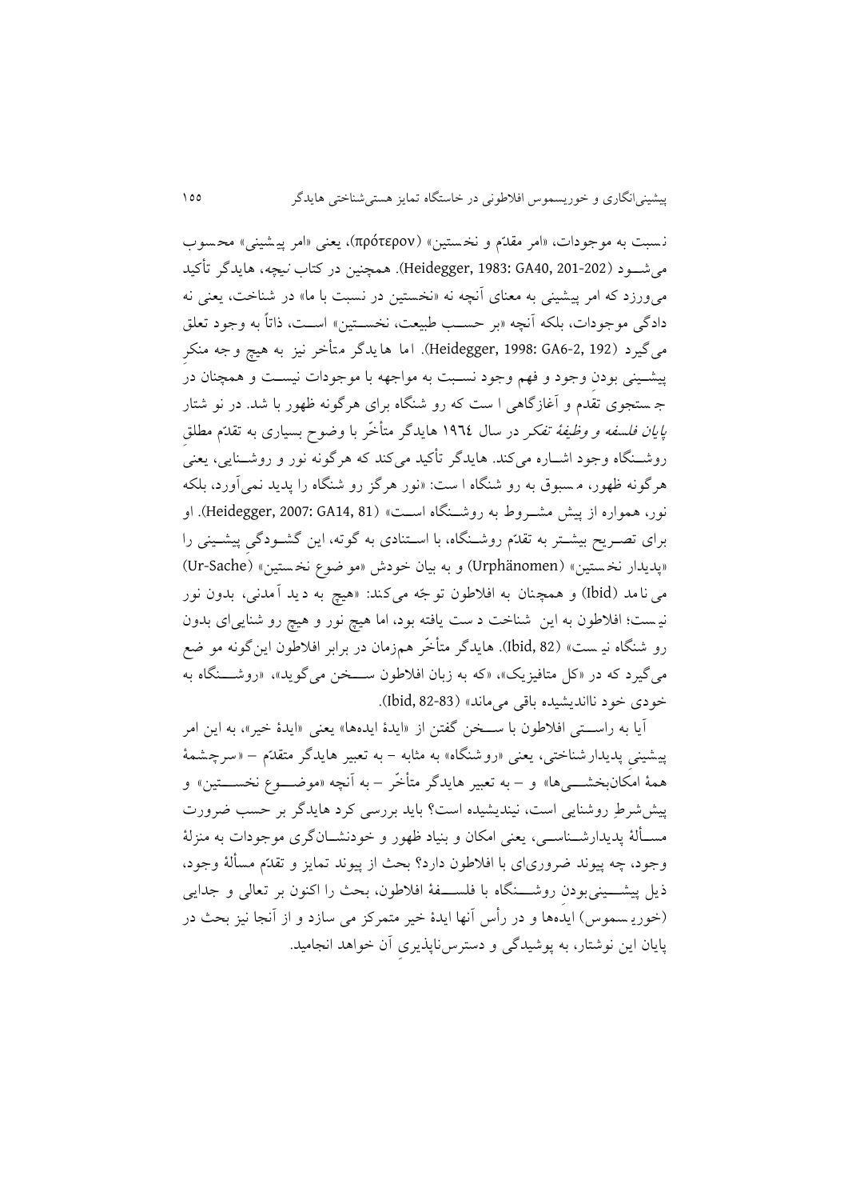نسبت به موجودات، «امر مقدّم و نخستین» (πρότερον)، یعنی «امر پیشینی» محسوب می‌شود (Heidegger, 1983: GA40, 201-202). همچنین در کتاب *نیچه*، هایدگر تأکید می‌ورزد که امر پیشینی به معنای آنچه نه «نخستین در نسبت با ما» در شناخت، یعنی نه دادگی موجودات، بلکه آنچه «بر حسب طبیعت، نخستین» است، ذاتاً به وجود تعلق می‌گیرد (Heidegger, 1998: GA6-2, 192). اما هایدگر متأخر نیز به هیچ وجه منکرِ پیشینی بودن وجود و فهم وجود نسبت به مواجهه با موجودات نیست و همچنان در جستجوی تقدم و آغازگاهی است که رو شنگاه برای هرگونه ظهور باشد. در نوشتار *پایان فلسفه و وظیفهٔ تفکر* در سال ۱۹۶۴ هایدگر متأخّر با وضوح بسیاری به تقدّم مطلقِ روشنگاه وجود اشاره می‌کند. هایدگر تأکید می‌کند که هرگونه نور و روشنایی، یعنی هرگونه ظهور، مسبوق به رو شنگاه است: «نور هرگز رو شنگاه را پدید نمی‌آورد، بلکه نور، همواره از پیش مشروط به روشنگاه است» (Heidegger, 2007: GA14, 81). او برای تصریح بیشتر به تقدّم روشنگاه، با استنادی به گوته، این گشودگیِ پیشینی را «پدیدار نخستین» (Urphänomen) و به بیان خودش «موضوع نخستین» (Ur-Sache) می‌نامد (Ibid) و همچنان به افلاطون توجّه می‌کند: «هیچ به دید آمدنی، بدون نور نیست؛ افلاطون به این شناخت دست یافته بود، اما هیچ نور و هیچ روشنایی‌ای بدون روشنگاه نیست» (Ibid, 82). هایدگر متأخّر هم‌زمان در برابر افلاطون این‌گونه موضع می‌گیرد که در «کل متافیزیک»، «که به زبان افلاطون سخن می‌گوید»، «روشنگاه به خودی خود نااندیشیده باقی می‌ماند» (Ibid, 82-83).

آیا به راستی افلاطون با سخن گفتن از «ایدهٔ ایده‌ها» یعنی «ایدهٔ خیر»، به این امر پیشینیِ پدیدارشناختی، یعنی «روشنگاه» به مثابه – به تعبیر هایدگر متقدّم – «سرچشمهٔ همهٔ امکان‌بخشی‌ها» و – به تعبیر هایدگر متأخّر – به آنچه «موضوع نخستین» و پیش‌شرطِ روشنایی است، نیندیشیده است؟ باید بررسی کرد هایدگر بر حسب ضرورت مسألهٔ پدیدارشناسی، یعنی امکان و بنیاد ظهور و خودنشان‌گری موجودات به منزلهٔ وجود، چه پیوند ضروری‌ای با افلاطون دارد؟ بحث از پیوند تمایز و تقدّم مسألهٔ وجود، ذیل پیشینی‌بودنِ روشنگاه با فلسفهٔ افلاطون، بحث را اکنون بر تعالی و جدایی (خوریسموس) ایده‌ها و در رأس آنها ایدهٔ خیر متمرکز می سازد و از آنجا نیز بحث در پایان این نوشتار، به پوشیدگی و دسترس‌ناپذیریِ آن خواهد انجامید.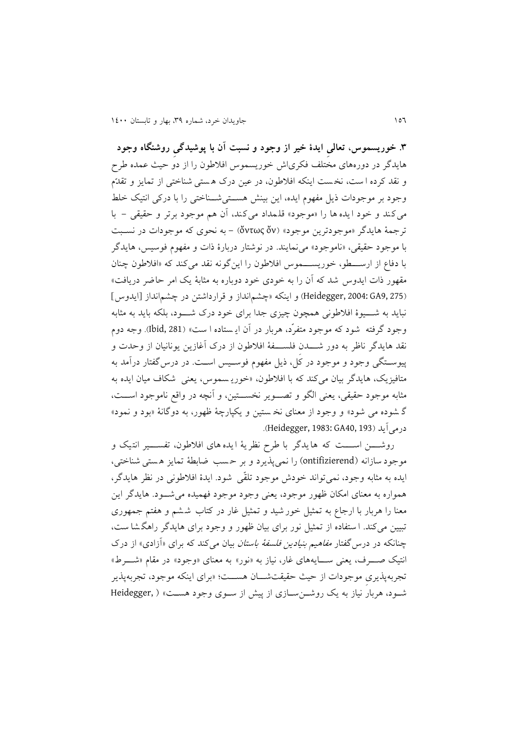### ۳. خوریسموس، تعالیِ ایدهٔ خیر از وجود و نسبت آن با پوشیدگیِ روشنگاه وجود

هایدگر در دوره‌های مختلف فکری‌اش خوریسموس افلاطون را از دو حیث عمده طرح و نقد کرده است، نخست اینکه افلاطون، در عین درک هستی شناختی از تمایز و تقدّم وجود بر موجودات ذیل مفهوم ایده، این بینش هستی‌شناختی را با درکی انتیک خلط می‌کند و خود ایده‌ها را «موجود» قلمداد می‌کند، آن هم موجود برتر و حقیقی – با ترجمهٔ هایدگر «موجودترین موجود» (ὄντως ὄν) – به نحوی که موجودات در نسبت با موجود حقیقی، «ناموجود» می‌نمایند. در نوشتار دربارهٔ ذات و مفهوم فوسیس، هایدگر با دفاع از ارسطو، خوریسموس افلاطون را این‌گونه نقد می‌کند که «افلاطون چنان مقهور ذات ایدوس شد که آن را به خودیِ خود دوباره به مثابهٔ یک امر حاضر دریافت» (Heidegger, 2004: GA9, 275) و اینکه «چشم‌انداز و قرارداشتن در چشم‌انداز [ایدوس] نباید به شیوهٔ افلاطونی همچون چیزی جدا برای خود درک شود، بلکه باید به مثابه وجود گرفته شود که موجود متفرّد، هربار در آن ایستاده است» (Ibid, 281). وجه دوم نقد هایدگر ناظر به دور شدن فلسفهٔ افلاطون از درک آغازین یونانیان از وحدت و پیوستگی وجود و موجود در کل، ذیل مفهوم فوسیس است. در درس‌گفتار درآمد به متافیزیک، هایدگر بیان می‌کند که با افلاطون، «خوریسموس، یعنی شکاف میان ایده به مثابه موجود حقیقی، یعنی الگو و تصویر نخستین، و آنچه در واقع ناموجود است، گشوده می شود» و وجود از معنای نخستین و یکپارچهٔ ظهور، به دوگانهٔ «بود و نمود» درمی‌آید (Heidegger, 1983: GA40, 193).

روشن است که هایدگر با طرح نظریهٔ ایده‌های افلاطون، تفسیر انتیک و موجودسازانه (ontifizierend) را نمی‌پذیرد و بر حسب ضابطهٔ تمایز هستی شناختی، ایده به مثابه وجود، نمی‌تواند خودش موجود تلقّی شود. ایدهٔ افلاطونی در نظر هایدگر، همواره به معنای امکان ظهور موجود، یعنی وجود موجود فهمیده می‌شود. هایدگر این معنا را هربار با ارجاع به تمثیل خورشید و تمثیل غار در کتاب ششم و هفتم جمهوری تبیین می‌کند. استفاده از تمثیل نور برای بیان ظهور و وجود برای هایدگر راهگشاست، چنانکه در درس‌گفتار *مفاهیم بنیادین فلسفهٔ باستان* بیان می‌کند که برای «آزادی» از درک انتیک صرف، یعنی سایه‌های غار، نیاز به «نور» به معنای «وجود» در مقام «شرط» تجربه‌پذیری موجودات از حیث حقیقت‌شان هست؛ «برای اینکه موجود، تجربه‌پذیر شود، هربار نیاز به یک روشن‌سازی از پیش از سوی وجود هست» ( Heidegger,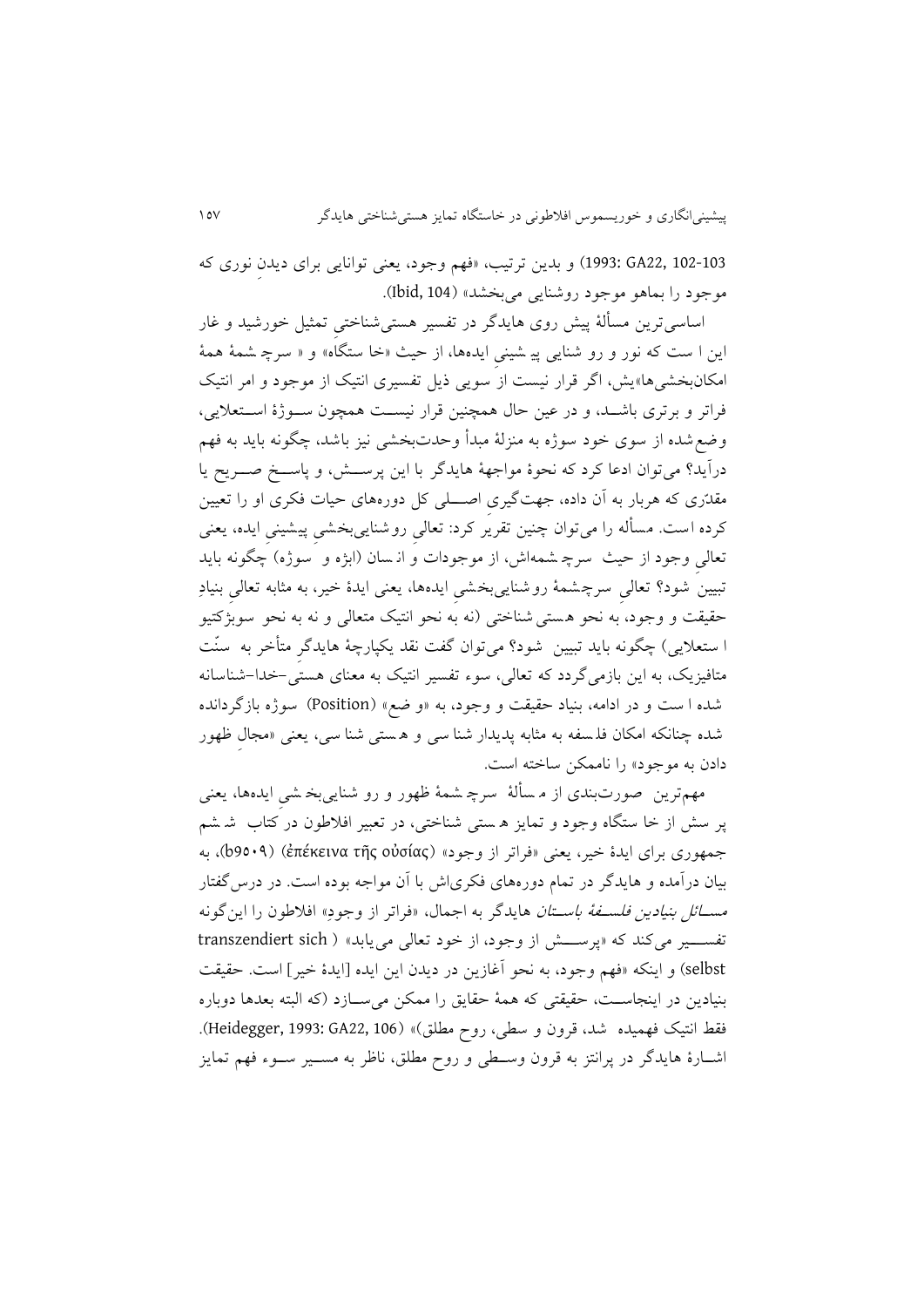1993: GA22, 102-103) و بدین ترتیب، «فهم وجود، یعنی توانایی برای دیدنِ نوری که موجود را بماهو موجود روشنایی می‌بخشد» (Ibid, 104).

اساسی‌ترین مسألهٔ پیش روی هایدگر در تفسیر هستی‌شناختیِ تمثیل خورشید و غار این است که نور و روشنایی پیشینیِ ایده‌ها، از حیث «خاستگاه» و «سرچشمهٔ همهٔ امکان‌بخشی‌ها»یش، اگر قرار نیست از سویی ذیل تفسیری انتیک از موجود و امر انتیک فراتر و برتری باشد، و در عین حال همچنین قرار نیست همچون سوژهٔ استعلایی، وضع‌شده از سوی خود سوژه به منزلهٔ مبدأ وحدت‌بخشی نیز باشد، چگونه باید به فهم درآید؟ می‌توان ادعا کرد که نحوهٔ مواجههٔ هایدگر با این پرسش، و پاسخ صریح یا مقدّری که هربار به آن داده، جهت‌گیری اصلی کل دوره‌های حیات فکری او را تعیین کرده است. مسأله را می‌توان چنین تقریر کرد: تعالیِ روشنایی‌بخشیِ پیشینیِ ایده، یعنی تعالیِ وجود از حیث سرچشمه‌اش، از موجودات و انسان (ابژه و سوژه) چگونه باید تبیین شود؟ تعالیِ سرچشمهٔ روشنایی‌بخشیِ ایده‌ها، یعنی ایدهٔ خیر، به مثابه تعالیِ بنیادِ حقیقت و وجود، به نحو هستی‌شناختی (نه به نحو انتیک متعالی و نه به نحو سوبژکتیو استعلایی) چگونه باید تبیین شود؟ می‌توان گفت نقد یکپارچهٔ هایدگرِ متأخر به سنّت متافیزیک، به این بازمی‌گردد که تعالی، سوء تفسیر انتیک به معنای هستی-خدا-شناسانه شده است و در ادامه، بنیاد حقیقت و وجود، به «وضع» (Position) سوژه بازگردانده شده چنانکه امکان فلسفه به مثابه پدیدارشناسی و هستی‌شناسی، یعنی «مجالِ ظهور دادن به موجود» را ناممکن ساخته است.

مهم‌ترین صورت‌بندی از مسألهٔ سرچشمهٔ ظهور و روشنایی‌بخشیِ ایده‌ها، یعنی پرسش از خاستگاه وجود و تمایز هستی‌شناختی، در تعبیر افلاطون در کتاب ششم جمهوری برای ایدهٔ خیر، یعنی «فراتر از وجود» (ἐπέκεινα τῆς οὐσίας) (b۹۵۰۹)، به بیان درآمده و هایدگر در تمام دوره‌های فکری‌اش با آن مواجه بوده است. در درس‌گفتار *مسائل بنیادین فلسفهٔ باستان* هایدگر به اجمال، «فراتر از وجود» افلاطون را این‌گونه تفسیر می‌کند که «پرسش از وجود، از خود تعالی می‌یابد» (transzendiert sich selbst) و اینکه «فهم وجود، به نحو آغازین در دیدن این ایده [ایدهٔ خیر] است. حقیقت بنیادین در اینجاست، حقیقتی که همهٔ حقایق را ممکن می‌سازد (که البته بعدها دوباره فقط انتیک فهمیده شد، قرون وسطی، روح مطلق)» (Heidegger, 1993: GA22, 106). اشارهٔ هایدگر در پرانتز به قرون وسطی و روح مطلق، ناظر به مسیر سوء فهم تمایز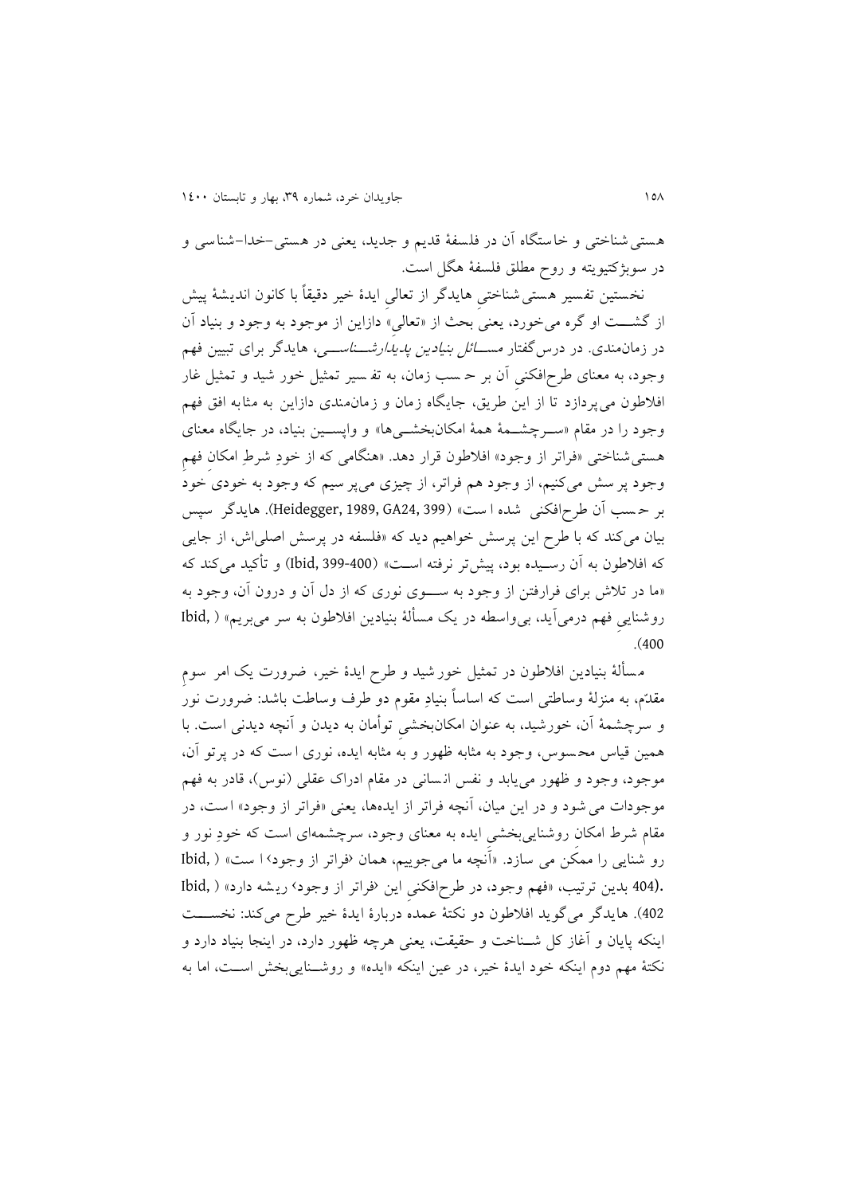هستی‌شناختی و خاستگاه آن در فلسفهٔ قدیم و جدید، یعنی در هستی-خدا-شناسی و در سوبژکتیویته و روح مطلق فلسفهٔ هگل است.

نخستین تفسیر هستی‌شناختیِ هایدگر از تعالیِ ایدهٔ خیر دقیقاً با کانون اندیشهٔ پیش از گشت او گره می‌خورد، یعنی بحث از «تعالی» دازاین از موجود به وجود و بنیاد آن در زمان‌مندی. در درس‌گفتار *مسائل بنیادین پدیدارشناسی*، هایدگر برای تبیین فهم وجود، به معنای طرح‌افکنیِ آن بر حسب زمان، به تفسیر تمثیل خور شید و تمثیل غار افلاطون می‌پردازد تا از این طریق، جایگاه زمان و زمان‌مندی دازاین به مثابه افق فهم وجود را در مقام «سرچشمهٔ همهٔ امکان‌بخشی‌ها» و واپسین بنیاد، در جایگاه معنای هستی‌شناختی «فراتر از وجود» افلاطون قرار دهد. «هنگامی که از خودِ شرطِ امکانِ فهمِ وجود پرسش می‌کنیم، از وجود هم فراتر، از چیزی می‌پرسیم که وجود به خودیِ خود بر حسب آن طرح‌افکنی شده است» (Heidegger, 1989, GA24, 399). هایدگر سپس بیان می‌کند که با طرح این پرسش خواهیم دید که «فلسفه در پرسش اصلی‌اش، از جایی که افلاطون به آن رسیده بود، پیش‌تر نرفته است» (Ibid, 399-400) و تأکید می‌کند که «ما در تلاش برای فرارفتن از وجود به سوی نوری که از دل آن و درون آن، وجود به روشناییِ فهم درمی‌آید، بی‌واسطه در یک مسألهٔ بنیادین افلاطون به سر می‌بریم» (Ibid, 400).

مسألهٔ بنیادین افلاطون در تمثیل خورشید و طرح ایدهٔ خیر، ضرورت یک امر سومِ مقدّم، به منزلهٔ وساطتی است که اساساً بنیادِ مقوم دو طرف وساطت باشد: ضرورت نور و سرچشمهٔ آن، خورشید، به عنوان امکان‌بخشیِ توأمان به دیدن و آنچه دیدنی است. با همین قیاس محسوس، وجود به مثابه ظهور و به مثابه ایده، نوری است که در پرتو آن، موجود، وجود و ظهور می‌یابد و نفس انسانی در مقام ادراک عقلی (نوس)، قادر به فهم موجودات می‌شود و در این میان، آنچه فراتر از ایده‌ها، یعنی «فراتر از وجود» است، در مقام شرط امکانِ روشنایی‌بخشیِ ایده به معنای وجود، سرچشمه‌ای است که خودِ نور و روشنایی را ممکن می‌سازد. «آنچه ما می‌جوییم، همان ‹فراتر از وجود› است» (Ibid, 404). بدین ترتیب، «فهم وجود، در طرح‌افکنیِ این ‹فراتر از وجود› ریشه دارد» (Ibid, 402). هایدگر می‌گوید افلاطون دو نکتهٔ عمده دربارهٔ ایدهٔ خیر طرح می‌کند: نخست اینکه پایان و آغاز کل شناخت و حقیقت، یعنی هرچه ظهور دارد، در اینجا بنیاد دارد و نکتهٔ مهم دوم اینکه خود ایدهٔ خیر، در عین اینکه «ایده» و روشنایی‌بخش است، اما به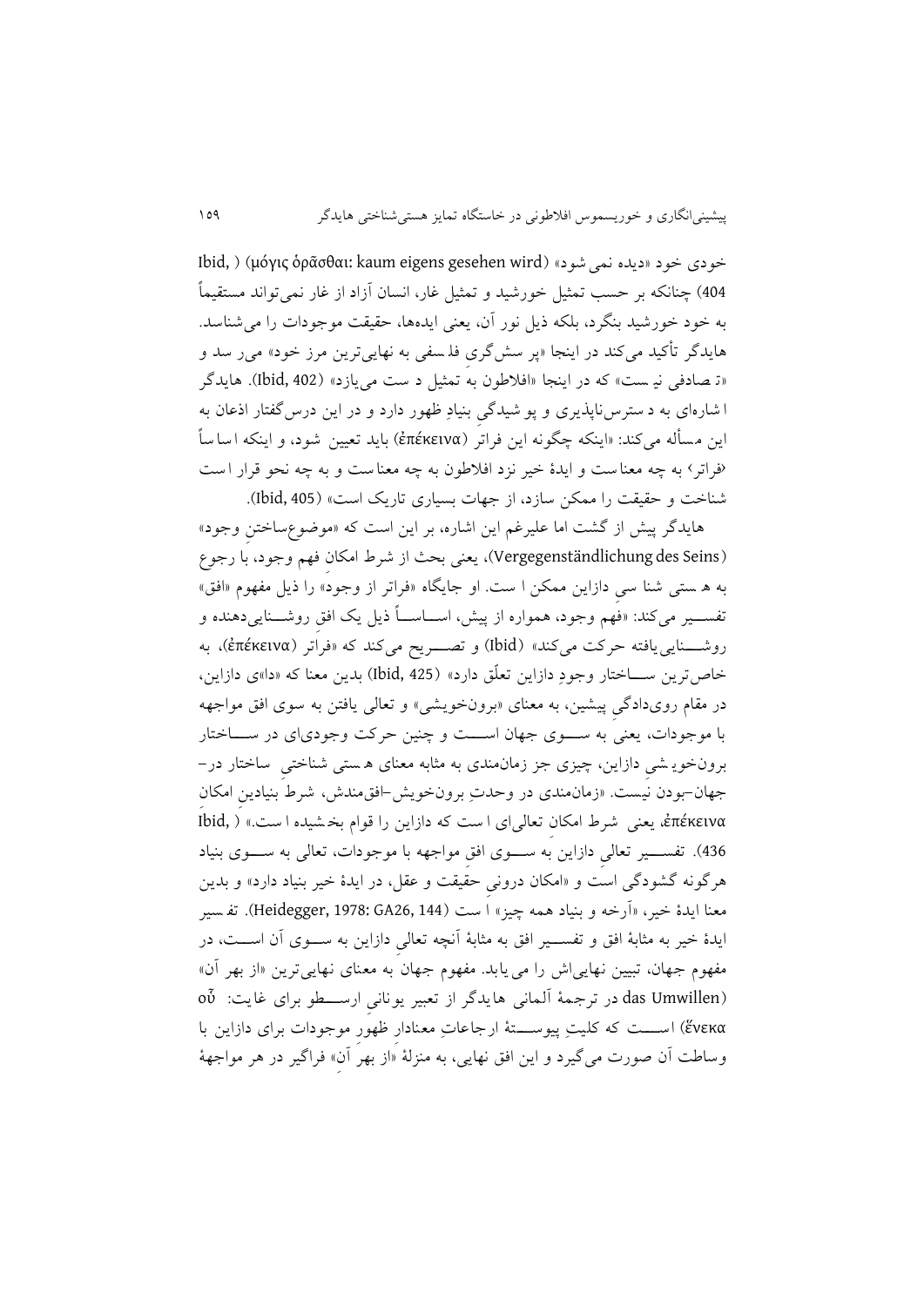خودی خود «دیده نمی‌شود» (μόγις ὁρᾶσθαι: kaum eigens gesehen wird) (Ibid, 404) چنانکه بر حسب تمثیل خورشید و تمثیل غار، انسان آزاد از غار نمی‌تواند مستقیماً به خود خورشید بنگرد، بلکه ذیل نور آن، یعنی ایده‌ها، حقیقت موجودات را می‌شناسد. هایدگر تأکید می‌کند در اینجا «پرسش‌گری فلسفی به نهایی‌ترین مرز خود» می‌رسد و «تصادفی نیست» که در اینجا «افلاطون به تمثیل دست می‌یازد» (Ibid, 402). هایدگر اشاره‌ای به دسترس‌ناپذیری و پوشیدگی بنیادِ ظهور دارد و در این درس‌گفتار اذعان به این مسأله می‌کند: «اینکه چگونه این فراتر (ἐπέκεινα) باید تعیین شود، و اینکه اساساً ‹فراتر› به چه معناست و ایدهٔ خیر نزد افلاطون به چه معناست و به چه نحو قرار است شناخت و حقیقت را ممکن سازد، از جهات بسیاری تاریک است» (Ibid, 405).

هایدگر پیش از گشت اما علیرغم این اشاره، بر این است که «موضوع‌ساختن وجود» (Vergegenständlichung des Seins)، یعنی بحث از شرط امکان فهم وجود، با رجوع به هستی شناسیِ دازاین ممکن است. او جایگاه «فراتر از وجود» را ذیل مفهوم «افق» تفسیر می‌کند: «فهم وجود، همواره از پیش، اساساً ذیل یک افقِ روشنایی‌دهنده و روشنایی‌یافته حرکت می‌کند» (Ibid) و تصریح می‌کند که «فراتر (ἐπέκεινα)، به خاص‌ترین ساختار وجودِ دازاین تعلّق دارد» (Ibid, 425) بدین معنا که «دا»ی دازاین، در مقام رویدادگیِ پیشین، به معنای «برون‌خویشی» و تعالی یافتن به سوی افق مواجهه با موجودات، یعنی به سوی جهان است و چنین حرکت وجودی‌ای در ساختار برون‌خویشیِ دازاین، چیزی جز زمان‌مندی به مثابه معنای هستی شناختیِ ساختار در-جهان-بودن نیست. «زمان‌مندی در وحدتِ برون‌خویش-افق‌مندش، شرطِ بنیادینِ امکانِ ἐπέκεινα، یعنی شرط امکانِ تعالی‌ای است که دازاین را قوام بخشیده است.» (Ibid, 436). تفسیر تعالیِ دازاین به سوی افقِ مواجهه با موجودات، تعالی به سوی بنیاد هرگونه گشودگی است و «امکان درونی حقیقت و عقل، در ایدهٔ خیر بنیاد دارد» و بدین معنا ایدهٔ خیر، «آرخه و بنیاد همه چیز» است (Heidegger, 1978: GA26, 144). تفسیر ایدهٔ خیر به مثابهٔ افق و تفسیر افق به مثابهٔ آنچه تعالیِ دازاین به سوی آن است، در مفهوم جهان، تبیین نهایی‌اش را می‌یابد. مفهوم جهان به معنای نهایی‌ترین «از بهر آن» (das Umwillen در ترجمهٔ آلمانی هایدگر از تعبیر یونانی ارسطو برای غایت: οὗ ἕνεκα) است که کلیتِ پیوستهٔ ارجاعاتِ معنادارِ ظهورِ موجودات برای دازاین با وساطت آن صورت می‌گیرد و این افق نهایی، به منزلهٔ «از بهرِ آن» فراگیر در هر مواجههٔ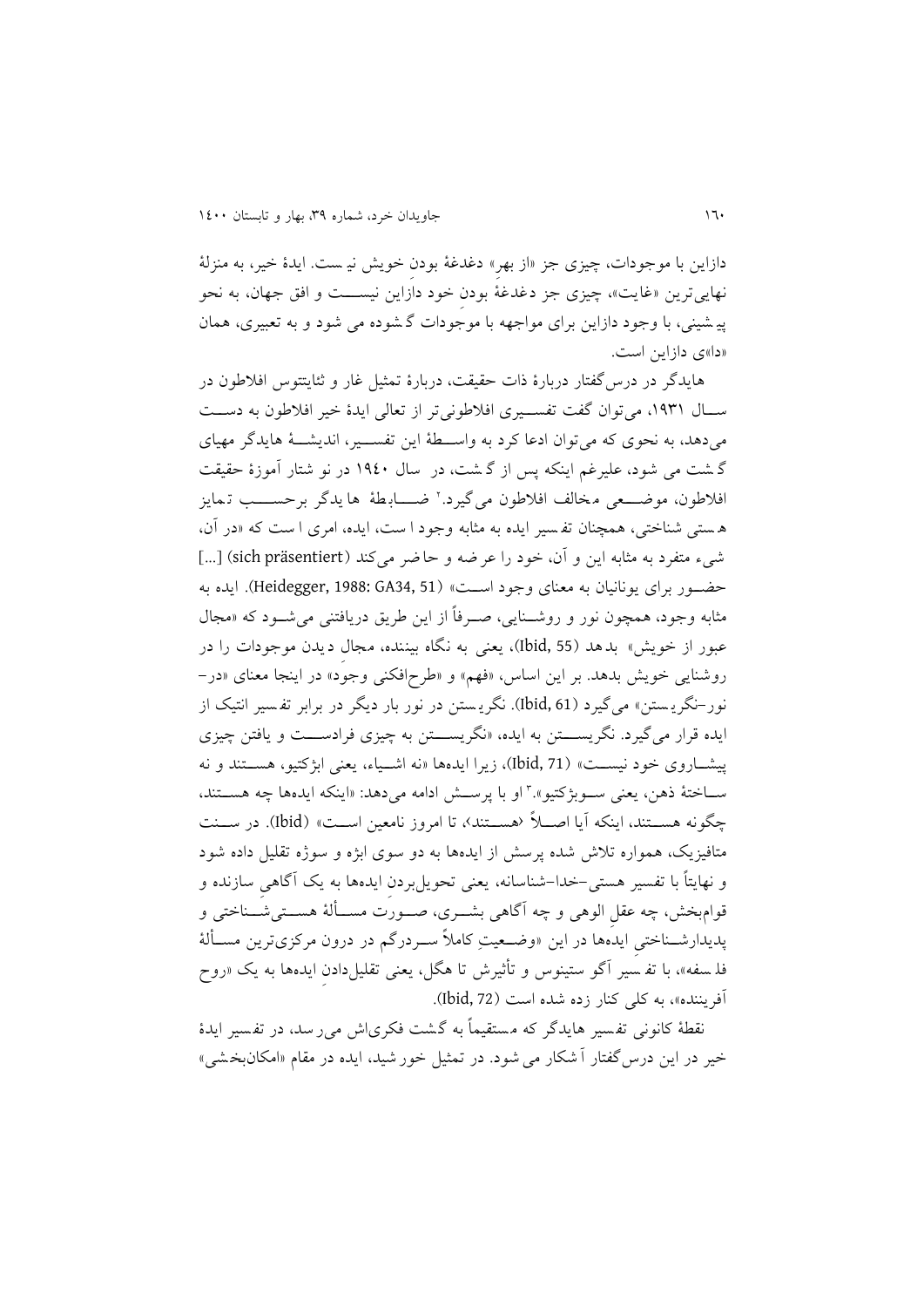دازاین با موجودات، چیزی جز «از بهر» دغدغهٔ بودنِ خویش نیست. ایدهٔ خیر، به منزلهٔ نهایی‌ترین «غایت»، چیزی جز دغدغهٔ بودنِ خود دازاین نیست و افق جهان، به نحو پیشینی، با وجود دازاین برای مواجهه با موجودات گشوده می شود و به تعبیری، همان «دا»ی دازاین است.

هایدگر در درس‌گفتار دربارهٔ ذات حقیقت، دربارهٔ تمثیل غار و ثئایتتوس افلاطون در سال ۱۹۳۱، می‌توان گفت تفسیری افلاطونی‌تر از تعالی ایدهٔ خیر افلاطون به دست می‌دهد، به نحوی که می‌توان ادعا کرد به واسطهٔ این تفسیر، اندیشهٔ هایدگر مهیای گشت می شود، علیرغم اینکه پس از گشت، در سال ۱۹۴۰ در نوشتار آموزهٔ حقیقت افلاطون، موضعی مخالف افلاطون می‌گیرد.[2] ضابطهٔ هایدگر برحسب تمایز هستی شناختی، همچنان تفسیر ایده به مثابه وجود است، ایده، امری است که «در آن، شیء متفرد به مثابه این و آن، خود را عرضه و حاضر می‌کند (sich präsentiert) [...] حضور برای یونانیان به معنای وجود است» (Heidegger, 1988: GA34, 51). ایده به مثابه وجود، همچون نور و روشنایی، صرفاً از این طریق دریافتنی می‌شود که «مجال عبور از خویش» بدهد (Ibid, 55)، یعنی به نگاه بیننده، مجال دیدن موجودات را در روشنایی خویش بدهد. بر این اساس، «فهم» و «طرح‌افکنی وجود» در اینجا معنای «در-نور-نگریستن» می‌گیرد (Ibid, 61). نگریستن در نور بار دیگر در برابر تفسیر انتیک از ایده قرار می‌گیرد. نگریستن به ایده، «نگریستن به چیزی فرادست و یافتن چیزی پیشاروی خود نیست» (Ibid, 71)، زیرا ایده‌ها «نه اشیاء، یعنی ابژکتیو، هستند و نه ساختهٔ ذهن، یعنی سوبژکتیو».[3] او با پرسش ادامه می‌دهد: «اینکه ایده‌ها چه هستند، چگونه هستند، اینکه آیا اصلاً ‹هستند›، تا امروز نامعین است» (Ibid). در سنت متافیزیک، همواره تلاش شده پرسش از ایده‌ها به دو سوی ابژه و سوژه تقلیل داده شود و نهایتاً با تفسیر هستی-خدا-شناسانه، یعنی تحویل‌بردن ایده‌ها به یک آگاهیِ سازنده و قوام‌بخش، چه عقلِ الوهی و چه آگاهی بشری، صورت مسألهٔ هستی‌شناختی و پدیدارشناختیِ ایده‌ها در این «وضعیتِ کاملاً سردرگم در درون مرکزی‌ترین مسألهٔ فلسفه»، با تفسیر آگوستینوس و تأثیرش تا هگل، یعنی تقلیل‌دادنِ ایده‌ها به یک «روح آفریننده»، به کلی کنار زده شده است (Ibid, 72).

نقطهٔ کانونی تفسیر هایدگر که مستقیماً به گشت فکری‌اش می‌رسد، در تفسیر ایدهٔ خیر در این درس‌گفتار آشکار می شود. در تمثیل خورشید، ایده در مقام «امکان‌بخشی»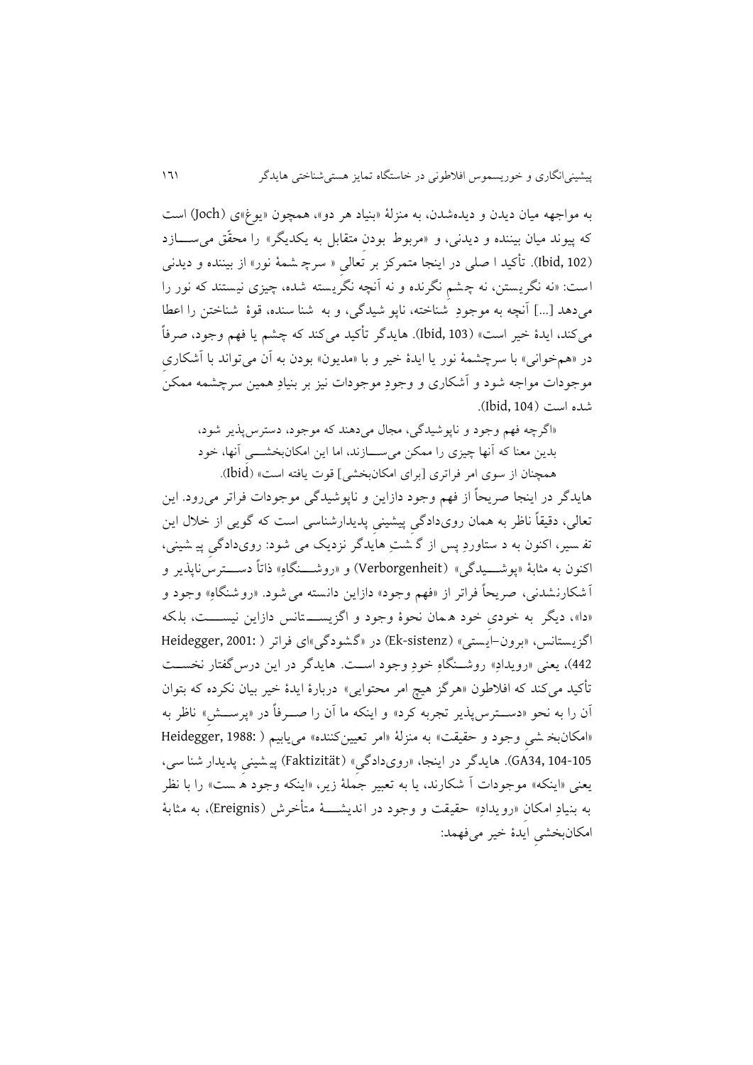به مواجهه میان دیدن و دیده‌شدن، به منزلهٔ «بنیاد هر دو»، همچون «یوغ»ی (Joch) است که پیوند میان بیننده و دیدنی، و «مربوط بودنِ متقابل به یکدیگر» را محقّق می‌سازد (Ibid, 102). تأکید اصلی در اینجا متمرکز بر تعالیِ «سرچشمهٔ نور» از بیننده و دیدنی است: «نه نگریستن، نه چشمِ نگرنده و نه آنچه نگریسته شده، چیزی نیستند که نور را می‌دهد [...] آنچه به موجودِ شناخته، ناپوشیدگی، و به شناسنده، قوهٔ شناختن را اعطا می‌کند، ایدهٔ خیر است» (Ibid, 103). هایدگر تأکید می‌کند که چشم یا فهم وجود، صرفاً در «همخوانی» با سرچشمهٔ نور یا ایدهٔ خیر و با «مدیون» بودن به آن می‌تواند با آشکاریِ موجودات مواجه شود و آشکاری و وجودِ موجودات نیز بر بنیادِ همین سرچشمه ممکن شده است (Ibid, 104).

> «اگرچه فهم وجود و ناپوشیدگی، مجال می‌دهند که موجود، دسترس‌پذیر شود، بدین معنا که آنها چیزی را ممکن می‌سازند، اما این امکان‌بخشی آنها، خود همچنان از سوی امر فراتری [برای امکان‌بخشی] قوت یافته است» (Ibid).

هایدگر در اینجا صریحاً از فهم وجود دازاین و ناپوشیدگی موجودات فراتر می‌رود. این تعالی، دقیقاً ناظر به همان روی‌دادگی پیشینیِ پدیدارشناسی است که گویی از خلال این تفسیر، اکنون به دستاوردِ پس از گشتِ هایدگر نزدیک می‌شود: روی‌دادگیِ پیشینی، اکنون به مثابهٔ «پوشیدگی» (Verborgenheit) و «روشنگاهِ» ذاتاً دسترس‌ناپذیر و آشکارنشدنی، صریحاً فراتر از «فهم وجود» دازاین دانسته می‌شود. «روشنگاهِ» وجود و «دا»، دیگر به خودیِ خود همان نحوهٔ وجود و اگزیستانس دازاین نیست، بلکه اگزیستانس، «برون-ایستی» (Ek-sistenz) در «گشودگی»ای فراتر (Heidegger, 2001: 442)، یعنی «رویدادِ» روشنگاهِ خودِ وجود است. هایدگر در این درس‌گفتار نخست تأکید می‌کند که افلاطون «هرگز هیچ امر محتوایی» دربارهٔ ایدهٔ خیر بیان نکرده که بتوان آن را به نحو «دسترس‌پذیر تجربه کرد» و اینکه ما آن را صرفاً در «پرسش» ناظر به «امکان‌بخشیِ وجود و حقیقت» به منزلهٔ «امر تعیین‌کننده» می‌یابیم (Heidegger, 1988: GA34, 104-105). هایدگر در اینجا، «روی‌دادگی» (Faktizität) پیشینیِ پدیدارشناسی، یعنی «اینکه» موجودات آشکارند، یا به تعبیر جملهٔ زیر، «اینکه وجود هست» را با نظر به بنیادِ امکان «رویدادِ» حقیقت و وجود در اندیشهٔ متأخرش (Ereignis)، به مثابهٔ امکان‌بخشیِ ایدهٔ خیر می‌فهمد: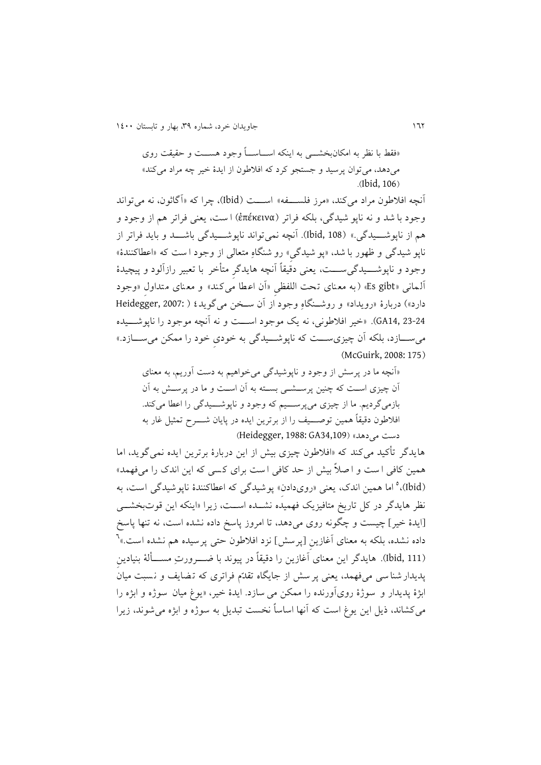> «فقط با نظر به امکان‌بخشی به اینکه اساساً وجود هست و حقیقت روی می‌دهد، می‌توان پرسید و جستجو کرد که افلاطون از ایدۀ خیر چه مراد می‌کند» (Ibid, 106).

آنچه افلاطون مراد می‌کند، «مرز فلسفه» است (Ibid)، چرا که «آگاثون، نه می‌تواند وجود با شد و نه ناپو شیدگی، بلکه فراتر (ἐπέκεινα) ا ست، یعنی فراتر هم از وجود و هم از ناپوشیدگی.» (Ibid, 108). آنچه نمی‌تواند ناپوشیدگی باشد و باید فراتر از ناپو شیدگی و ظهور با شد، «پو شیدگی» رو شنگاهِ متعالی از وجود ا ست که «اعطاکنندۀ» وجود و ناپوشیدگی‌ست، یعنی دقیقاً آنچه هایدگرِ متأخر با تعبیر رازآلود و پیچیدۀ آلمانی «Es gibt» (به معنای تحت اللفظیِ «آن اعطا می‌کند» و معنای متداولِ «وجود دارد») دربارۀ «رویداد» و روشنگاهِ وجود از آن سخن می‌گوید[4] (Heidegger, 2007: GA14, 23-24). «خیر افلاطونی، نه یک موجود است و نه آنچه موجود را ناپوشیده می‌سازد، بلکه آن چیزی‌ست که ناپوشیدگی به خودیِ خود را ممکن می‌سازد.» (McGuirk, 2008: 175)

> «آنچه ما در پرسش از وجود و ناپوشیدگی می‌خواهیم به دست آوریم، به معنای آن چیزی است که چنین پرسشی بسته به آن است و ما در پرسش به آن بازمی‌گردیم. ما از چیزی می‌پرسیم که وجود و ناپوشیدگی را اعطا می‌کند. افلاطون دقیقاً همین توصیف را از برترین ایده در پایان شرح تمثیل غار به دست می‌دهد» (Heidegger, 1988: GA34,109)

هایدگر تأکید می‌کند که «افلاطون چیزی بیش از این دربارۀ برترین ایده نمی‌گوید، اما همین کافی ا ست و ا صلاً بیش از حد کافی ا ست برای کسی که این اندک را می‌فهمد» (Ibid)،[5] اما همین اندک، یعنی «روی‌دادنِ» پوشیدگی که اعطاکنندۀ ناپوشیدگی است، به نظر هایدگر در کل تاریخ متافیزیک فهمیده نشده است، زیرا «اینکه این قوت‌بخشی [ایدۀ خیر] چیست و چگونه روی می‌دهد، تا امروز پاسخ داده نشده است، نه تنها پاسخ داده نشده، بلکه به معنای آغازینِ [پرسش] نزد افلاطون حتی پرسیده هم نشده است.»[6] (Ibid, 111). هایدگر این معنای آغازین را دقیقاً در پیوند با ضرورتِ مسألۀ بنیادینِ پدیدارشناسی می‌فهمد، یعنی پرسش از جایگاه تقدّم فراتری که تضایف و نسبت میانِ ابژۀ پدیدار و سوژۀ روی‌آورنده را ممکن می‌سازد. ایدۀ خیر، «یوغ میان سوژه و ابژه را می‌کشاند، ذیل این یوغ است که آنها اساساً نخست تبدیل به سوژه و ابژه می‌شوند، زیرا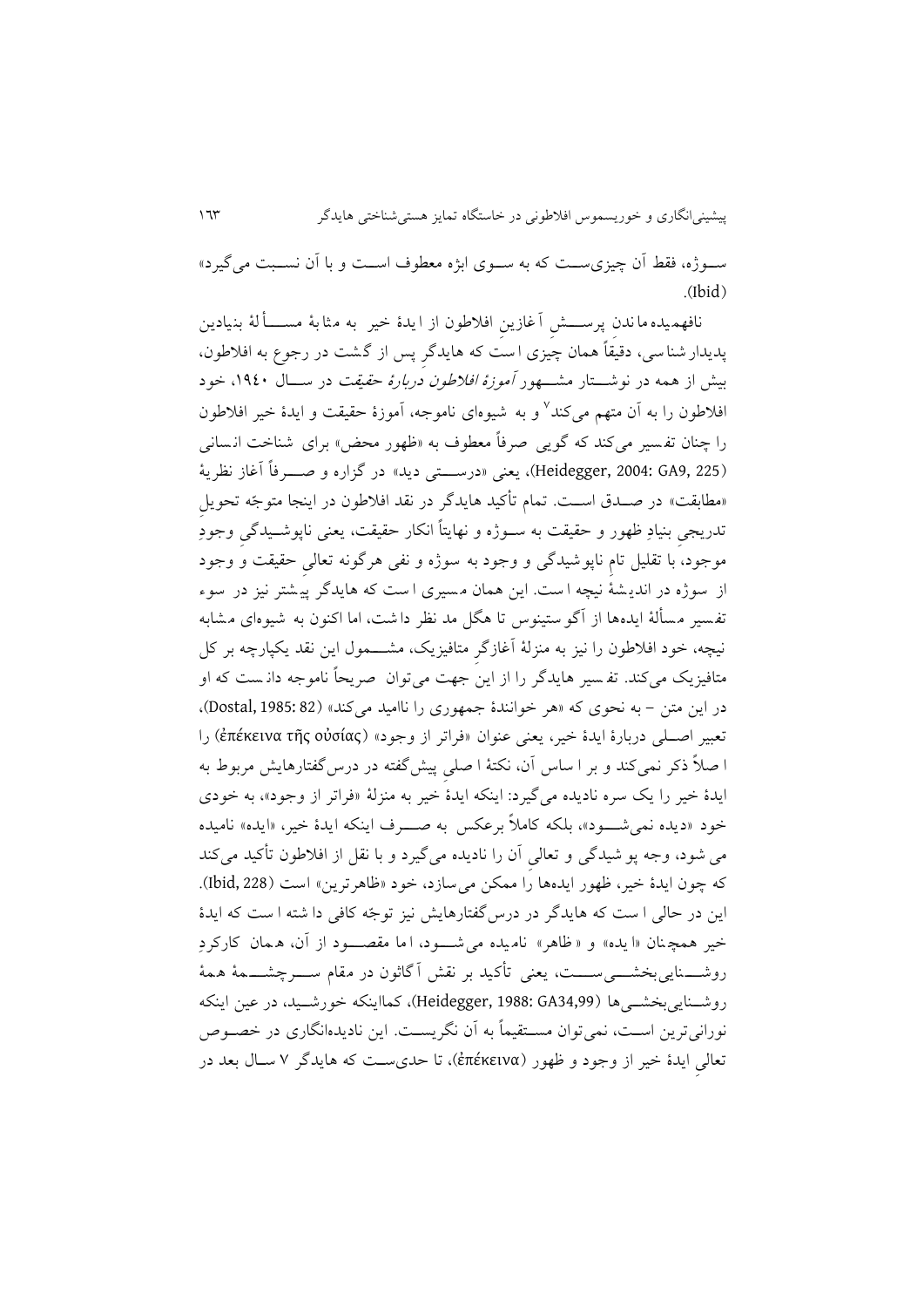سـوژه، فقط آن چیزی‌سـت که به سـوی ابژه معطوف اسـت و با آن نسـبت می‌گیرد» (Ibid).

نافهمیده ماندنِ پرسـشِ آغازینِ افلاطون از ایدهٔ خیر به مثابهٔ مسـألهٔ بنیادین پدیدارشناسی، دقیقاً همان چیزی است که هایدگر پس از گشت در رجوع به افلاطون، بیش از همه در نوشـتار مشـهور *آموزهٔ افلاطون دربارهٔ حقیقت* در سـال ۱۹۴۰، خود افلاطون را به آن متهم می‌کند[۷] و به شیوه‌ای ناموجه، آموزهٔ حقیقت و ایدهٔ خیر افلاطون را چنان تفسیر می‌کند که گویی صرفاً معطوف به «ظهور محض» برای شناخت انسانی (Heidegger, 2004: GA9, 225)، یعنی «درسـتی دید» در گزاره و صـرفاً آغاز نظریهٔ «مطابقت» در صـدق اسـت. تمام تأکید هایدگر در نقد افلاطون در اینجا متوجّه تحویلِ تدریجیِ بنیادِ ظهور و حقیقت به سـوژه و نهایتاً انکار حقیقت، یعنی ناپوشـیدگیِ وجودِ موجود، با تقلیل تامِ ناپوشیدگی و وجود به سوژه و نفی هرگونه تعالیِ حقیقت و وجود از سوژه در اندیشهٔ نیچه است. این همان مسیری است که هایدگر پیشتر نیز در سوء تفسیر مسألهٔ ایده‌ها از آگوستینوس تا هگل مد نظر داشت، اما اکنون به شیوه‌ای مشابه نیچه، خود افلاطون را نیز به منزلهٔ آغازگرِ متافیزیک، مشـمول این نقد یکپارچه بر کل متافیزیک می‌کند. تفسیر هایدگر را از این جهت می‌توان صریحاً ناموجه دانست که او در این متن – به نحوی که «هر خوانندهٔ جمهوری را ناامید می‌کند» (Dostal, 1985: 82)، تعبیر اصـلی دربارهٔ ایدهٔ خیر، یعنی عنوان «فراتر از وجود» (ἐπέκεινα τῆς οὐσίας) را اصلاً ذکر نمی‌کند و بر اساس آن، نکتهٔ اصلیِ پیش‌گفته در درس‌گفتارهایش مربوط به ایدهٔ خیر را یک سره نادیده می‌گیرد: اینکه ایدهٔ خیر به منزلهٔ «فراتر از وجود»، به خودیِ خود «دیده نمی‌شـود»، بلکه کاملاً برعکس به صـرف اینکه ایدهٔ خیر، «ایده» نامیده می‌شود، وجه پوشیدگی و تعالیِ آن را نادیده می‌گیرد و با نقل از افلاطون تأکید می‌کند که چون ایدهٔ خیر، ظهور ایده‌ها را ممکن می‌سازد، خود «ظاهرترین» است (Ibid, 228). این در حالی است که هایدگر در درس‌گفتارهایش نیز توجّه کافی داشته است که ایدهٔ خیر همچنان «ایده» و «ظاهر» نامیده می‌شـود، اما مقصـود از آن، همان کارکردِ روشـنایی‌بخشـی‌سـت، یعنی تأکید بر نقش آگاثون در مقام سـرچشـمهٔ همهٔ روشـنایی‌بخشـی‌ها (Heidegger, 1988: GA34,99)، کمااینکه خورشـید، در عین اینکه نورانی‌ترین اسـت، نمی‌توان مسـتقیماً به آن نگریسـت. این نادیده‌انگاری در خصـوص تعالیِ ایدهٔ خیر از وجود و ظهور (ἐπέκεινα)، تا حدی‌ست که هایدگر ۷ سـال بعد در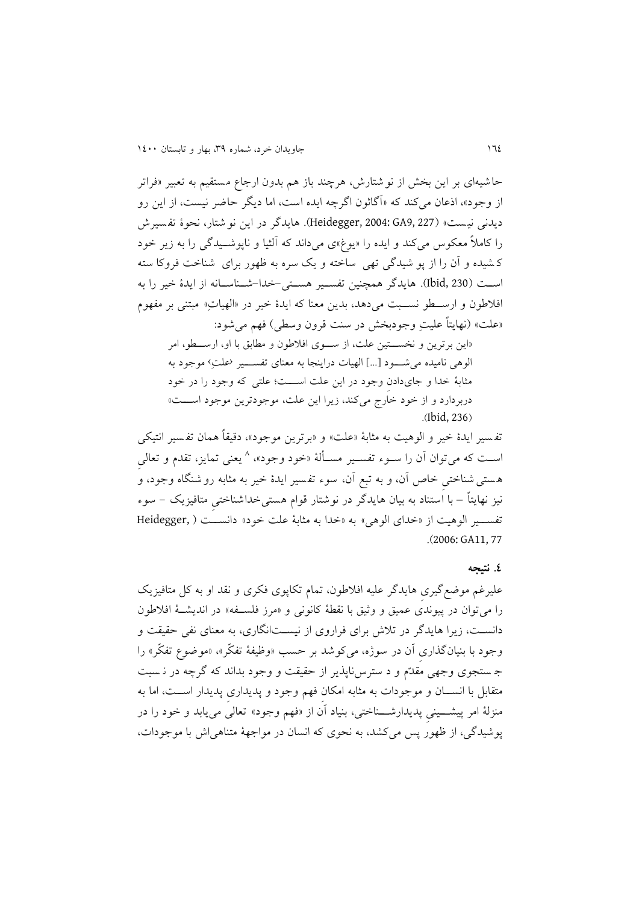حاشیه‌ای بر این بخش از نوشتارش، هرچند باز هم بدون ارجاع مستقیم به تعبیر «فراتر از وجود»، اذعان می‌کند که «آگاثون اگرچه ایده است، اما دیگر حاضر نیست، از این رو دیدنی نیست» (Heidegger, 2004: GA9, 227). هایدگر در این نوشتار، نحوهٔ تفسیرش را کاملاً معکوس می‌کند و ایده را «یوغ»ی می‌داند که آلثیا و ناپوشیدگی را به زیر خود کشیده و آن را از پوشیدگی تهی ساخته و یک سره به ظهور برای شناخت فروکاسته است (Ibid, 230). هایدگر همچنین تفسیر هستی–خدا–شناسانه از ایدهٔ خیر را به افلاطون و ارسطو نسبت می‌دهد، بدین معنا که ایدهٔ خیر در «الهیاتِ» مبتنی بر مفهوم «علت» (نهایتاً علیتِ وجودبخش در سنت قرون وسطی) فهم می‌شود:

> «این برترین و نخستین علت، از سوی افلاطون و مطابق با او، ارسطو، امر الوهی نامیده می‌شود [...] الهیات دراینجا به معنای تفسیر ‹علتِ› موجود به مثابهٔ خدا و جای‌دادن وجود در این علت است؛ علتی که وجود را در خود دربردارد و از خود خارج می‌کند، زیرا این علت، موجودترین موجود است» (Ibid, 236).

تفسیر ایدهٔ خیر و الوهیت به مثابهٔ «علت» و «برترین موجود»، دقیقاً همان تفسیر انتیکی است که می‌توان آن را سوء تفسیر مسألهٔ «خود وجود»، [8] یعنی تمایز، تقدم و تعالیِ هستی‌شناختیِ خاص آن، و به تبع آن، سوء تفسیر ایدهٔ خیر به مثابه روشنگاه وجود، و نیز نهایتاً – با استناد به بیان هایدگر در نوشتار قوام هستی‌خداشناختیِ متافیزیک – سوء تفسیر الوهیت از «خدای الوهی» به «خدا به مثابهٔ علت خود» دانست (Heidegger, 2006: GA11, 77).

## ۴. نتیجه

علیرغم موضع‌گیریِ هایدگر علیه افلاطون، تمام تکاپوی فکری و نقد او به کل متافیزیک را می‌توان در پیوندی عمیق و وثیق با نقطهٔ کانونی و «مرز فلسفه» در اندیشهٔ افلاطون دانست، زیرا هایدگر در تلاش برای فراروی از نیست‌انگاری، به معنای نفی حقیقت و وجود با بنیان‌گذاریِ آن در سوژه، می‌کوشد بر حسب «وظیفهٔ تفکّر»، «موضوع تفکّر» را جستجوی وجهی مقدّم و دسترس‌ناپذیر از حقیقت و وجود بداند که گرچه در نسبت متقابل با انسان و موجودات به مثابه امکانِ فهم وجود و پدیداری پدیدار است، اما به منزلهٔ امر پیشینیِ پدیدارشناختی، بنیاد آن از «فهم وجود» تعالی می‌یابد و خود را در پوشیدگی، از ظهور پس می‌کشد، به نحوی که انسان در مواجههٔ متناهی‌اش با موجودات،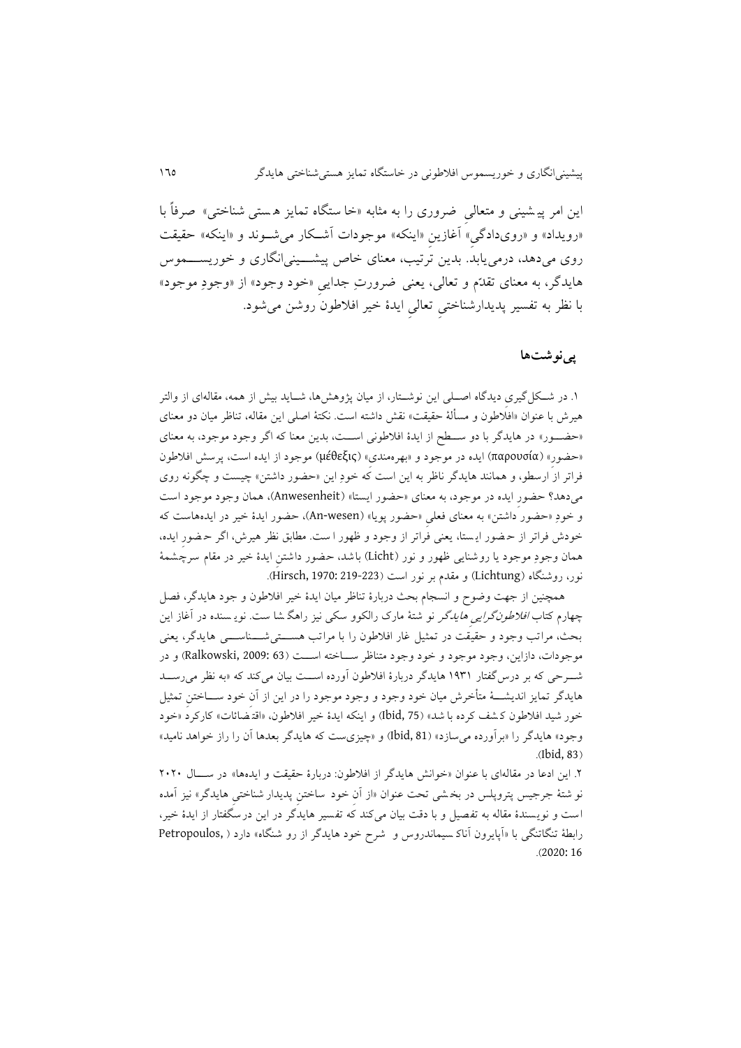این امر پیشینی و متعالیِ ضروری را به مثابه «خاستگاه تمایز هستی شناختی» صرفاً با «رویداد» و «رویدادگی» آغازینِ «اینکه» موجودات آشکار می‌شوند و «اینکه» حقیقت روی می‌دهد، درمی‌یابد. بدین ترتیب، معنای خاص پیشینی‌انگاری و خوریسموس هایدگر، به معنای تقدّم و تعالی، یعنی ضرورتِ جدایی «خود وجود» از «وجودِ موجود» با نظر به تفسیر پدیدارشناختیِ تعالیِ ایدهٔ خیر افلاطون روشن می‌شود.

## پی‌نوشت‌ها

۱. در شکل‌گیری دیدگاه اصلی این نوشتار، از میان پژوهش‌ها، شاید بیش از همه، مقاله‌ای از والتر هیرش با عنوان «افلاطون و مسألهٔ حقیقت» نقش داشته است. نکتهٔ اصلی این مقاله، تناظر میان دو معنای «حضور» در هایدگر با دو سطح از ایدهٔ افلاطونی است، بدین معنا که اگر وجود موجود، به معنای «حضورِ» (παρουσία) ایده در موجود و «بهره‌مندی» (μέθεξις) موجود از ایده است، پرسش افلاطون فراتر از ارسطو، و همانند هایدگر ناظر به این است که خودِ این «حضور داشتن» چیست و چگونه روی می‌دهد؟ حضورِ ایده در موجود، به معنای «حضور ایستا» (Anwesenheit)، همان وجود موجود است و خودِ «حضور داشتن» به معنای فعلیِ «حضور پویا» (An-wesen)، حضور ایدهٔ خیر در ایده‌هاست که خودش فراتر از حضور ایستا، یعنی فراتر از وجود و ظهور است. مطابق نظر هیرش، اگر حضورِ ایده، همان وجودِ موجود یا روشنایی ظهور و نور (Licht) باشد، حضور داشتن ایدهٔ خیر در مقام سرچشمهٔ نور، روشنگاه (Lichtung) و مقدم بر نور است (Hirsch, 1970: 219-223).

همچنین از جهت وضوح و انسجام بحث دربارهٔ تناظر میان ایدهٔ خیر افلاطون و جود هایدگر، فصل چهارم کتاب *افلاطون‌گرایی هایدگر* نوشتهٔ مارک رالکوو سکی نیز راهگشا ست. نویسنده در آغاز این بحث، مراتب وجود و حقیقت در تمثیل غار افلاطون را با مراتب هستی‌شناسی هایدگر، یعنی موجودات، دازاین، وجود موجود و خود وجود متناظر ساخته است (Ralkowski, 2009: 63) و در شرحی که بر درس‌گفتار ۱۹۳۱ هایدگر دربارهٔ افلاطون آورده است بیان می‌کند که «به نظر می‌رسد هایدگر تمایز اندیشهٔ متأخرش میان خود وجود و وجود موجود را در این از آنِ خود ساختنِ تمثیل خور شید افلاطون کشف کرده باشد» (Ibid, 75) و اینکه ایدهٔ خیر افلاطون، «اقتضائات» کارکردِ «خود وجود» هایدگر را «برآورده می‌سازد» (Ibid, 81) و «چیزی‌ست که هایدگر بعدها آن را راز خواهد نامید» (Ibid, 83).

۲. این ادعا در مقاله‌ای با عنوان «خوانش هایدگر از افلاطون: دربارهٔ حقیقت و ایده‌ها» در سال ۲۰۲۰ نوشتهٔ جرجیس پتروپلس در بخشی تحت عنوان «از آنِ خود ساختنِ پدیدار شناختیِ هایدگر» نیز آمده است و نویسندهٔ مقاله به تفصیل و با دقت بیان می‌کند که تفسیر هایدگر در این درسگفتار از ایدهٔ خیر، رابطهٔ تنگاتنگی با «آپایرون آناکسیماندروس و شرح خود هایدگر از روشنگاه» دارد (Petropoulos, 2020: 16).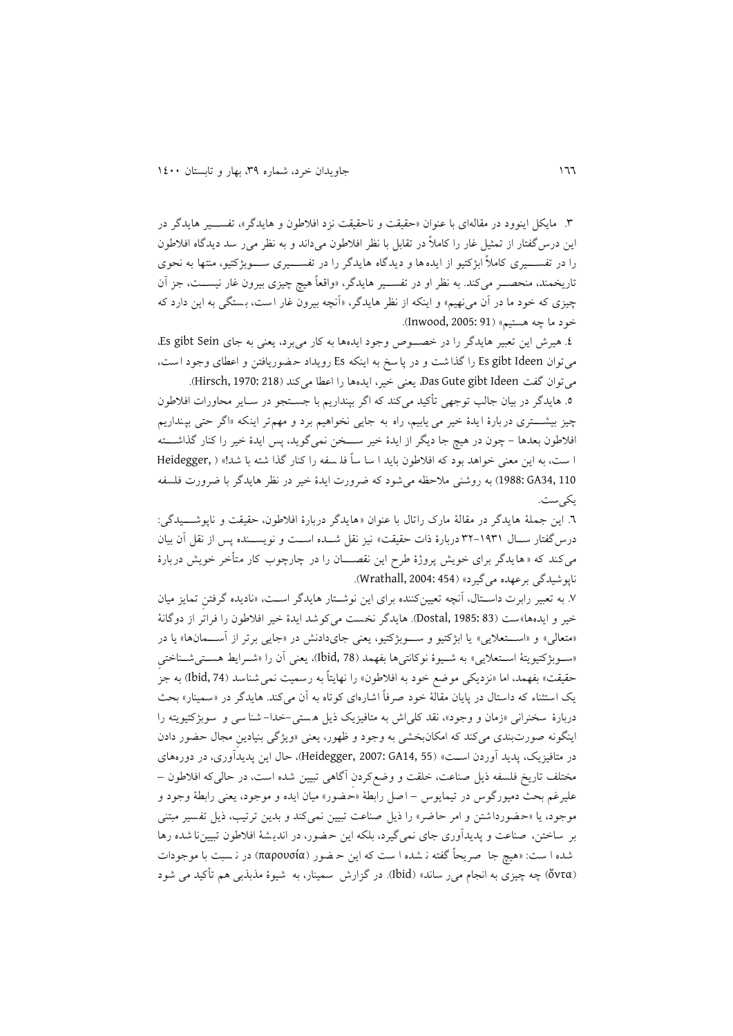۳. مایکل اینوود در مقاله‌ای با عنوان «حقیقت و ناحقیقت نزد افلاطون و هایدگر»، تفسیر هایدگر در این درس‌گفتار از تمثیل غار را کاملاً در تقابل با نظر افلاطون می‌داند و به نظر می‌رسد دیدگاه افلاطون را در تفسیری کاملاً ابژکتیو از ایده‌ها و دیدگاه هایدگر را در تفسیری سوبژکتیو، منتها به نحوی تاریخمند، منحصر می‌کند. به نظر او در تفسیر هایدگر، «واقعاً هیچ چیزی بیرون غار نیست، جز آن چیزی که خود ما در آن می‌نهیم» و اینکه از نظر هایدگر، «آنچه بیرون غار است، بستگی به این دارد که خود ما چه هستیم» (Inwood, 2005: 91).

۴. هیرش این تعبیر هایدگر را در خصوص وجود ایده‌ها به کار می‌برد، یعنی به جای Es gibt Sein، می‌توان Es gibt Ideen را گذاشت و در پاسخ به اینکه Es رویداد حضوریافتن و اعطای وجود است، می‌توان گفت Das Gute gibt Ideen، یعنی خیر، ایده‌ها را اعطا می‌کند (Hirsch, 1970: 218).

۵. هایدگر در بیان جالب توجهی تأکید می‌کند که اگر بپنداریم با جستجو در سایر محاورات افلاطون چیز بیشتری درباره ایدهٔ خیر می‌یابیم، راه به جایی نخواهیم برد و مهم‌تر اینکه «اگر حتی بپنداریم افلاطون بعدها - چون در هیچ جا دیگر از ایدهٔ خیر سخن نمی‌گوید، پس ایدهٔ خیر را کنار گذاشته است، به این معنی خواهد بود که افلاطون باید اساساً فلسفه را کنار گذاشته باشد!» (Heidegger, 1988: GA34, 110) به روشنی ملاحظه می‌شود که ضرورت ایدهٔ خیر در نظر هایدگر با ضرورت فلسفه یکی‌ست.

۶. این جملهٔ هایدگر در مقالهٔ مارک راتال با عنوان «هایدگر دربارهٔ افلاطون، حقیقت و ناپوشیدگی: درس‌گفتار سال ۱۹۳۱-۳۲ دربارهٔ ذات حقیقت» نیز نقل شده است و نویسنده پس از نقل آن بیان می‌کند که «هایدگر برای خویش پروژهٔ طرح این نقصان را در چارچوب کار متأخر خویش دربارهٔ ناپوشیدگی برعهده می‌گیرد» (Wrathall, 2004: 454).

۷. به تعبیر رابرت داستال، آنچه تعیین‌کننده برای این نوشتار هایدگر است، «نادیده گرفتنِ تمایز میان خیر و ایده‌ها»ست (Dostal, 1985: 83). هایدگر نخست می‌کوشد ایدهٔ خیر افلاطون را فراتر از دوگانهٔ «متعالی» و «استعلایی» یا ابژکتیو و سوبژکتیو، یعنی جای‌دادنش در «جایی برتر از آسمان‌ها» یا در «سوبژکتیویتهٔ استعلایی» به شیوهٔ نوکانتی‌ها بفهمد (Ibid, 78)، یعنی آن را «شرایط هستی‌شناختیِ حقیقت» بفهمد، اما «نزدیکی موضع خود به افلاطون» را نهایتاً به رسمیت نمی‌شناسد (Ibid, 74) به جز یک استثناء که داستال در پایان مقالهٔ خود صرفاً اشاره‌ای کوتاه به آن می‌کند. هایدگر در «سمینار» بحث دربارهٔ سخنرانی «زمان و وجود»، نقد کلی‌اش به متافیزیک ذیل هستی-خدا-شناسی و سوبژکتیویته را اینگونه صورت‌بندی می‌کند که امکان‌بخشی به وجود و ظهور، یعنی «ویژگی بنیادین مجال حضور دادن در متافیزیک، پدید آوردن است» (Heidegger, 2007: GA14, 55)، حال این پدیدآوری، در دوره‌های مختلف تاریخ فلسفه ذیل صناعت، خلقت و وضع‌کردن آگاهی تبیین شده است، در حالی‌که افلاطون - علیرغم بحث دمیورگوس در تیمایوس - اصل رابطهٔ «حضور» میان ایده و موجود، یعنی رابطهٔ وجود و موجود، یا «حضورداشتن و امر حاضر» را ذیل صناعت تبیین نمی‌کند و بدین ترتیب، ذیل تفسیر مبتنی بر ساختن، صناعت و پدیدآوری جای نمی‌گیرد، بلکه این حضور، در اندیشهٔ افلاطون تبیین‌ناشده رها شده است: «هیچ جا صریحاً گفته نشده است که این حضور (παρουσία) در نسبت با موجودات (ὄντα) چه چیزی به انجام می‌رساند» (Ibid). در گزارش سمینار، به شیوهٔ مذبذبی هم تأکید می‌شود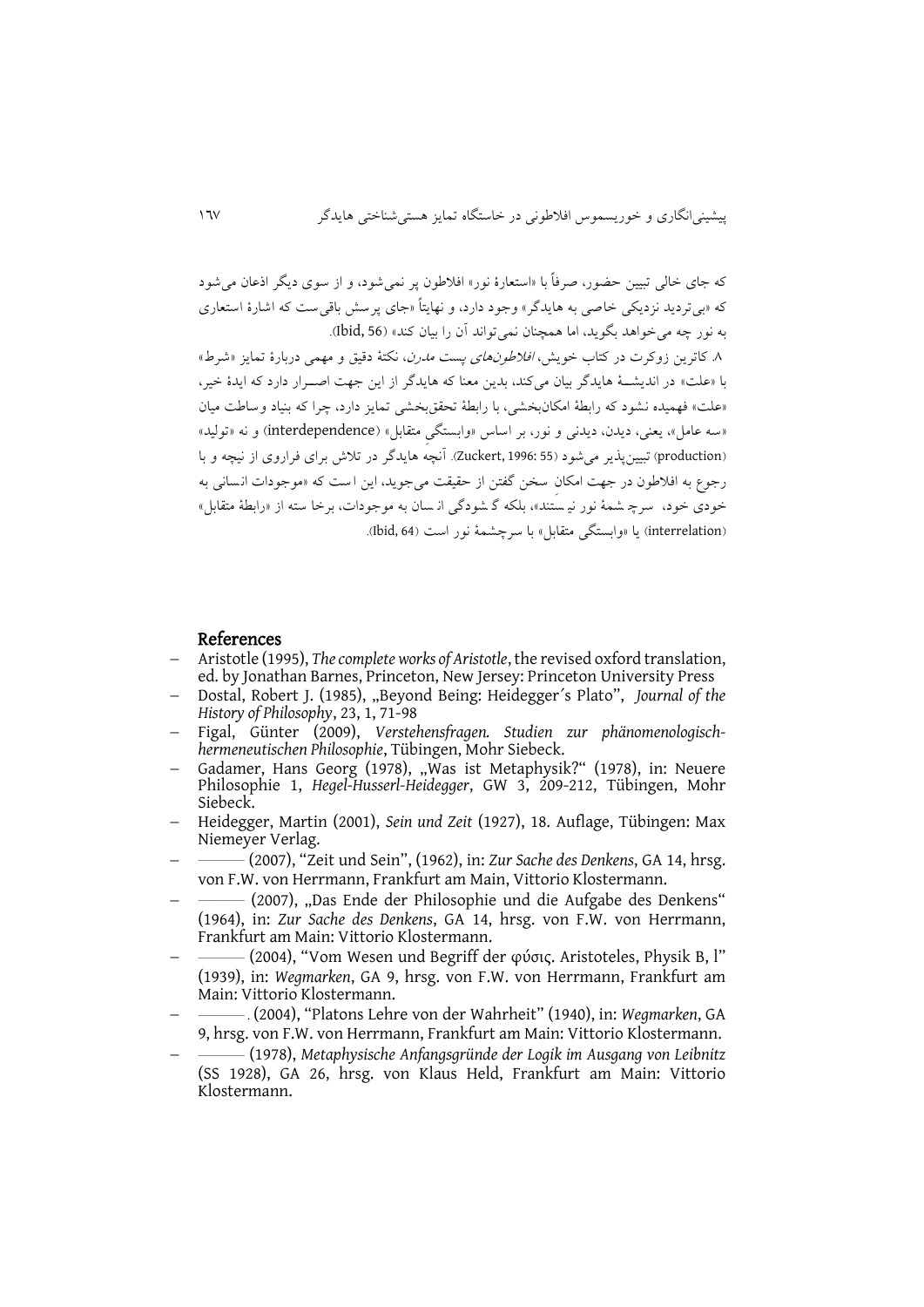که جای خالی تبیین حضور، صرفاً با «استعارۀ نور» افلاطون پر نمی‌شود، و از سوی دیگر اذعان می‌شود که «بی‌تردید نزدیکی خاصی به هایدگر» وجود دارد، و نهایتاً «جای پرسش باقی‌ست که اشارۀ استعاری به نور چه می‌خواهد بگوید، اما همچنان نمی‌تواند آن را بیان کند» (Ibid, 56).

۸. کاترین زوکرت در کتاب خویش، *افلاطون‌های پست مدرن*، نکتۀ دقیق و مهمی دربارۀ تمایز «شرط» با «علت» در اندیشـۀ هایدگر بیان می‌کند، بدین معنا که هایدگر از این جهت اصــرار دارد که ایدۀ خیر، «علت» فهمیده نشود که رابطۀ امکان‌بخشی، با رابطۀ تحقق‌بخشی تمایز دارد، چرا که بنیاد وساطت میان «سه عامل»، یعنی، دیدن، دیدنی و نور، بر اساس «وابستگیِ متقابل» (interdependence) و نه «تولید» (production) تبیین‌پذیر می‌شود (Zuckert, 1996: 55). آنچه هایدگر در تلاش برای فراروی از نیچه و با رجوع به افلاطون در جهت امکانِ سخن گفتن از حقیقت می‌جوید، این است که «موجودات انسانی به خودی خود، سرچشمۀ نور نیستند»، بلکه گشودگی انسان به موجودات، برخاسته از «رابطۀ متقابل» (interrelation) یا «وابستگی متقابل» با سرچشمۀ نور است (Ibid, 64).

## References

- Aristotle (1995), *The complete works of Aristotle*, the revised oxford translation, ed. by Jonathan Barnes, Princeton, New Jersey: Princeton University Press
- Dostal, Robert J. (1985), „Beyond Being: Heidegger´s Plato”, *Journal of the History of Philosophy*, 23, 1, 71-98
- Figal, Günter (2009), *Verstehensfragen. Studien zur phänomenologisch-hermeneutischen Philosophie*, Tübingen, Mohr Siebeck.
- Gadamer, Hans Georg (1978), „Was ist Metaphysik?“ (1978), in: Neuere Philosophie 1, *Hegel-Husserl-Heidegger*, GW 3, 209-212, Tübingen, Mohr Siebeck.
- Heidegger, Martin (2001), *Sein und Zeit* (1927), 18. Auflage, Tübingen: Max Niemeyer Verlag.
- ——— (2007), “Zeit und Sein”, (1962), in: *Zur Sache des Denkens*, GA 14, hrsg. von F.W. von Herrmann, Frankfurt am Main, Vittorio Klostermann.
- ——— (2007), „Das Ende der Philosophie und die Aufgabe des Denkens“ (1964), in: *Zur Sache des Denkens*, GA 14, hrsg. von F.W. von Herrmann, Frankfurt am Main: Vittorio Klostermann.
- ——— (2004), “Vom Wesen und Begriff der φύσις. Aristoteles, Physik B, l” (1939), in: *Wegmarken*, GA 9, hrsg. von F.W. von Herrmann, Frankfurt am Main: Vittorio Klostermann.
- ———. (2004), “Platons Lehre von der Wahrheit” (1940), in: *Wegmarken*, GA 9, hrsg. von F.W. von Herrmann, Frankfurt am Main: Vittorio Klostermann.
- ——— (1978), *Metaphysische Anfangsgründe der Logik im Ausgang von Leibnitz* (SS 1928), GA 26, hrsg. von Klaus Held, Frankfurt am Main: Vittorio Klostermann.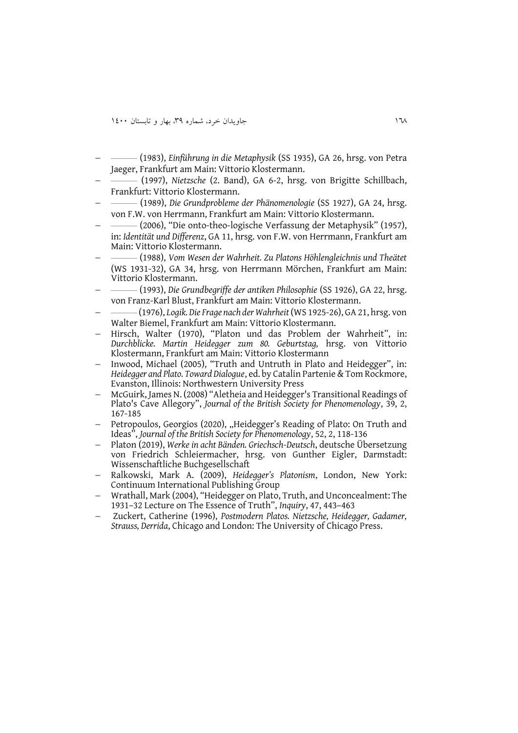- ——— (1983), *Einführung in die Metaphysik* (SS 1935), GA 26, hrsg. von Petra Jaeger, Frankfurt am Main: Vittorio Klostermann.
- ——— (1997), *Nietzsche* (2. Band), GA 6-2, hrsg. von Brigitte Schillbach, Frankfurt: Vittorio Klostermann.
- ——— (1989), *Die Grundprobleme der Phänomenologie* (SS 1927), GA 24, hrsg. von F.W. von Herrmann, Frankfurt am Main: Vittorio Klostermann.
- ——— (2006), "Die onto-theo-logische Verfassung der Metaphysik" (1957), in: *Identität und Differenz*, GA 11, hrsg. von F.W. von Herrmann, Frankfurt am Main: Vittorio Klostermann.
- ——— (1988), *Vom Wesen der Wahrheit. Zu Platons Höhlengleichnis und Theätet* (WS 1931-32), GA 34, hrsg. von Herrmann Mörchen, Frankfurt am Main: Vittorio Klostermann.
- ——— (1993), *Die Grundbegriffe der antiken Philosophie* (SS 1926), GA 22, hrsg. von Franz-Karl Blust, Frankfurt am Main: Vittorio Klostermann.
- ——— (1976), *Logik. Die Frage nach der Wahrheit* (WS 1925-26), GA 21, hrsg. von Walter Biemel, Frankfurt am Main: Vittorio Klostermann.
- Hirsch, Walter (1970), "Platon und das Problem der Wahrheit", in: *Durchblicke. Martin Heidegger zum 80. Geburtstag,* hrsg. von Vittorio Klostermann, Frankfurt am Main: Vittorio Klostermann
- Inwood, Michael (2005), "Truth and Untruth in Plato and Heidegger", in: *Heidegger and Plato. Toward Dialogue*, ed. by Catalin Partenie & Tom Rockmore, Evanston, Illinois: Northwestern University Press
- McGuirk, James N. (2008) "Aletheia and Heidegger's Transitional Readings of Plato's Cave Allegory", *Journal of the British Society for Phenomenology*, 39, 2, 167-185
- Petropoulos, Georgios (2020), „Heidegger's Reading of Plato: On Truth and Ideas", *Journal of the British Society for Phenomenology*, 52, 2, 118-136
- Platon (2019), *Werke in acht Bänden. Griechsch-Deutsch*, deutsche Übersetzung von Friedrich Schleiermacher, hrsg. von Gunther Eigler, Darmstadt: Wissenschaftliche Buchgesellschaft
- Ralkowski, Mark A. (2009), *Heidegger's Platonism*, London, New York: Continuum International Publishing Group
- Wrathall, Mark (2004), "Heidegger on Plato, Truth, and Unconcealment: The 1931–32 Lecture on The Essence of Truth", *Inquiry*, 47, 443–463
- Zuckert, Catherine (1996), *Postmodern Platos. Nietzsche, Heidegger, Gadamer, Strauss, Derrida*, Chicago and London: The University of Chicago Press.